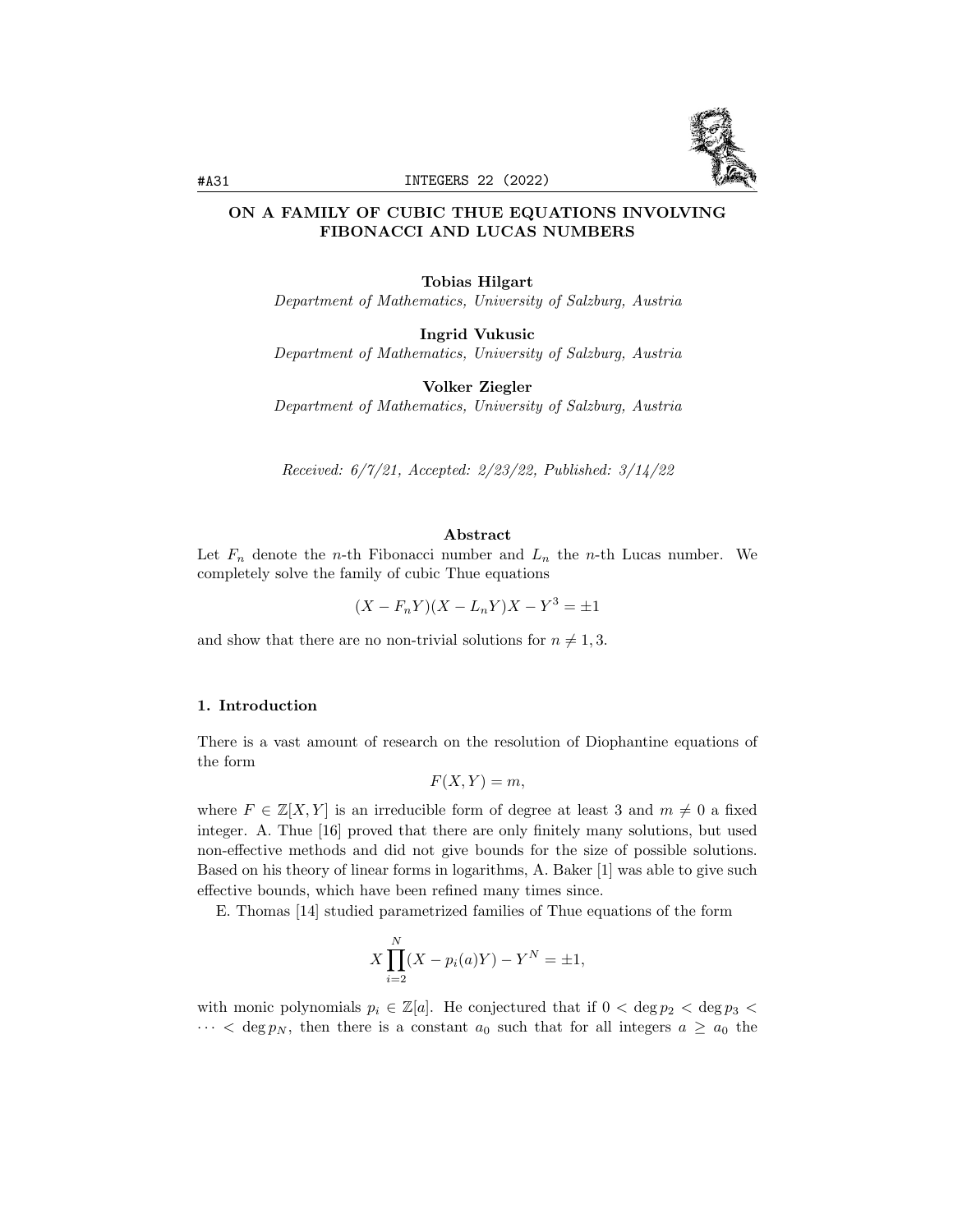# ON A FAMILY OF CUBIC THUE EQUATIONS INVOLVING FIBONACCI AND LUCAS NUMBERS

**Tobias Hilgart**
*Department of Mathematics, University of Salzburg, Austria*

**Ingrid Vukusic**
*Department of Mathematics, University of Salzburg, Austria*

**Volker Ziegler**
*Department of Mathematics, University of Salzburg, Austria*

*Received: 6/7/21, Accepted: 2/23/22, Published: 3/14/22*

### Abstract

Let $F_n$ denote the $n$-th Fibonacci number and $L_n$ the $n$-th Lucas number. We completely solve the family of cubic Thue equations

$$(X - F_n Y)(X - L_n Y)X - Y^3 = \pm 1$$

and show that there are no non-trivial solutions for $n \neq 1, 3$.

## 1. Introduction

There is a vast amount of research on the resolution of Diophantine equations of the form

$$F(X, Y) = m,$$

where $F \in \mathbb{Z}[X, Y]$ is an irreducible form of degree at least 3 and $m \neq 0$ a fixed integer. A. Thue [16] proved that there are only finitely many solutions, but used non-effective methods and did not give bounds for the size of possible solutions. Based on his theory of linear forms in logarithms, A. Baker [1] was able to give such effective bounds, which have been refined many times since.

E. Thomas [14] studied parametrized families of Thue equations of the form

$$X \prod_{i=2}^{N} (X - p_i(a)Y) - Y^N = \pm 1,$$

with monic polynomials $p_i \in \mathbb{Z}[a]$. He conjectured that if $0 < \deg p_2 < \deg p_3 < \cdots < \deg p_N$, then there is a constant $a_0$ such that for all integers $a \geq a_0$ the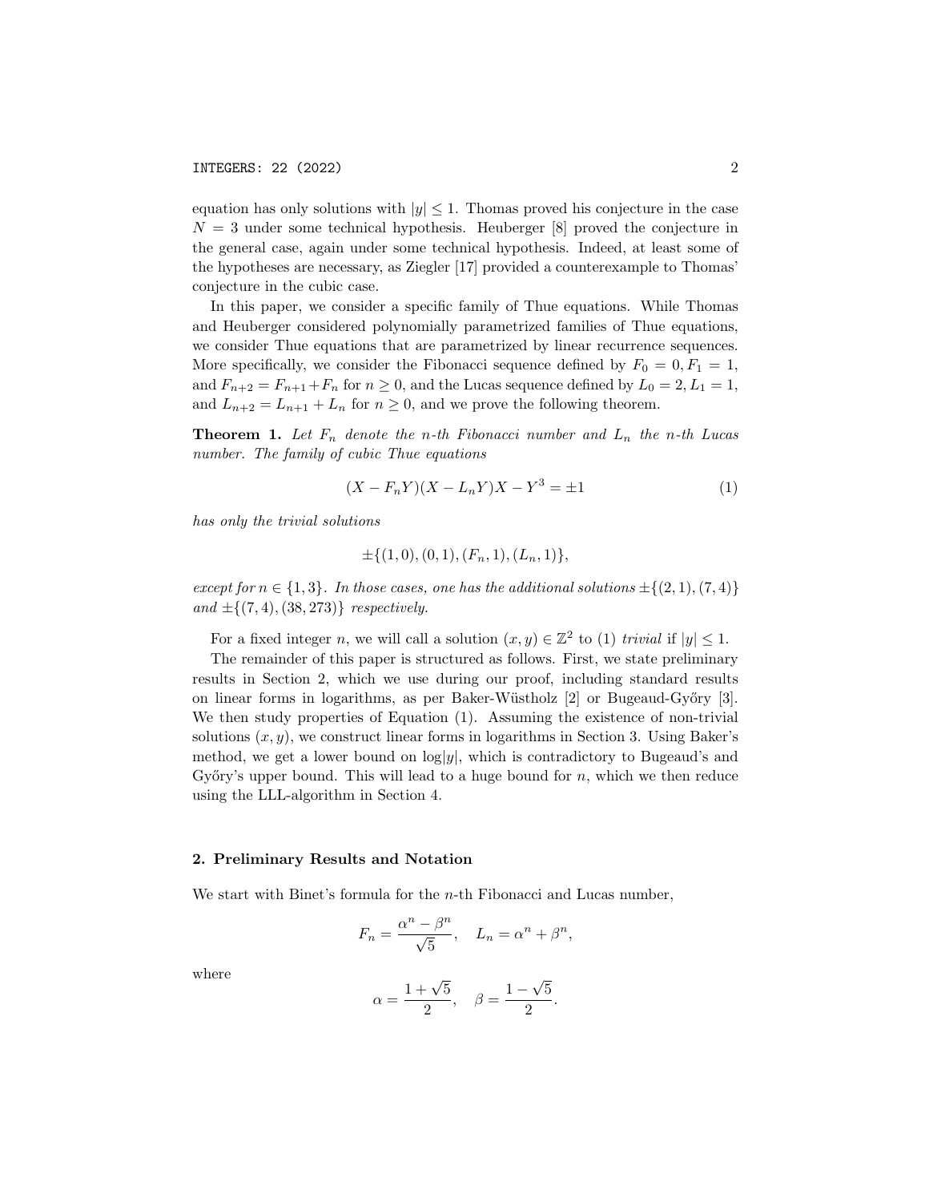equation has only solutions with $|y| \leq 1$. Thomas proved his conjecture in the case $N = 3$ under some technical hypothesis. Heuberger [8] proved the conjecture in the general case, again under some technical hypothesis. Indeed, at least some of the hypotheses are necessary, as Ziegler [17] provided a counterexample to Thomas' conjecture in the cubic case.

In this paper, we consider a specific family of Thue equations. While Thomas and Heuberger considered polynomially parametrized families of Thue equations, we consider Thue equations that are parametrized by linear recurrence sequences. More specifically, we consider the Fibonacci sequence defined by $F_0 = 0, F_1 = 1$, and $F_{n+2} = F_{n+1} + F_n$ for $n \geq 0$, and the Lucas sequence defined by $L_0 = 2, L_1 = 1$, and $L_{n+2} = L_{n+1} + L_n$ for $n \geq 0$, and we prove the following theorem.

**Theorem 1.** *Let $F_n$ denote the $n$-th Fibonacci number and $L_n$ the $n$-th Lucas number. The family of cubic Thue equations*

$$(X - F_n Y)(X - L_n Y)X - Y^3 = \pm 1 \tag{1}$$

*has only the trivial solutions*

$$\pm\{(1, 0), (0, 1), (F_n, 1), (L_n, 1)\},$$

*except for $n \in \{1, 3\}$. In those cases, one has the additional solutions $\pm\{(2, 1), (7, 4)\}$ and $\pm\{(7, 4), (38, 273)\}$ respectively.*

For a fixed integer $n$, we will call a solution $(x, y) \in \mathbb{Z}^2$ to (1) *trivial* if $|y| \leq 1$.

The remainder of this paper is structured as follows. First, we state preliminary results in Section 2, which we use during our proof, including standard results on linear forms in logarithms, as per Baker-Wüstholz [2] or Bugeaud-Győry [3]. We then study properties of Equation (1). Assuming the existence of non-trivial solutions $(x, y)$, we construct linear forms in logarithms in Section 3. Using Baker's method, we get a lower bound on $\log|y|$, which is contradictory to Bugeaud's and Győry's upper bound. This will lead to a huge bound for $n$, which we then reduce using the LLL-algorithm in Section 4.

## 2. Preliminary Results and Notation

We start with Binet's formula for the $n$-th Fibonacci and Lucas number,

$$F_n = \frac{\alpha^n - \beta^n}{\sqrt{5}}, \quad L_n = \alpha^n + \beta^n,$$

where

$$\alpha = \frac{1 + \sqrt{5}}{2}, \quad \beta = \frac{1 - \sqrt{5}}{2}.$$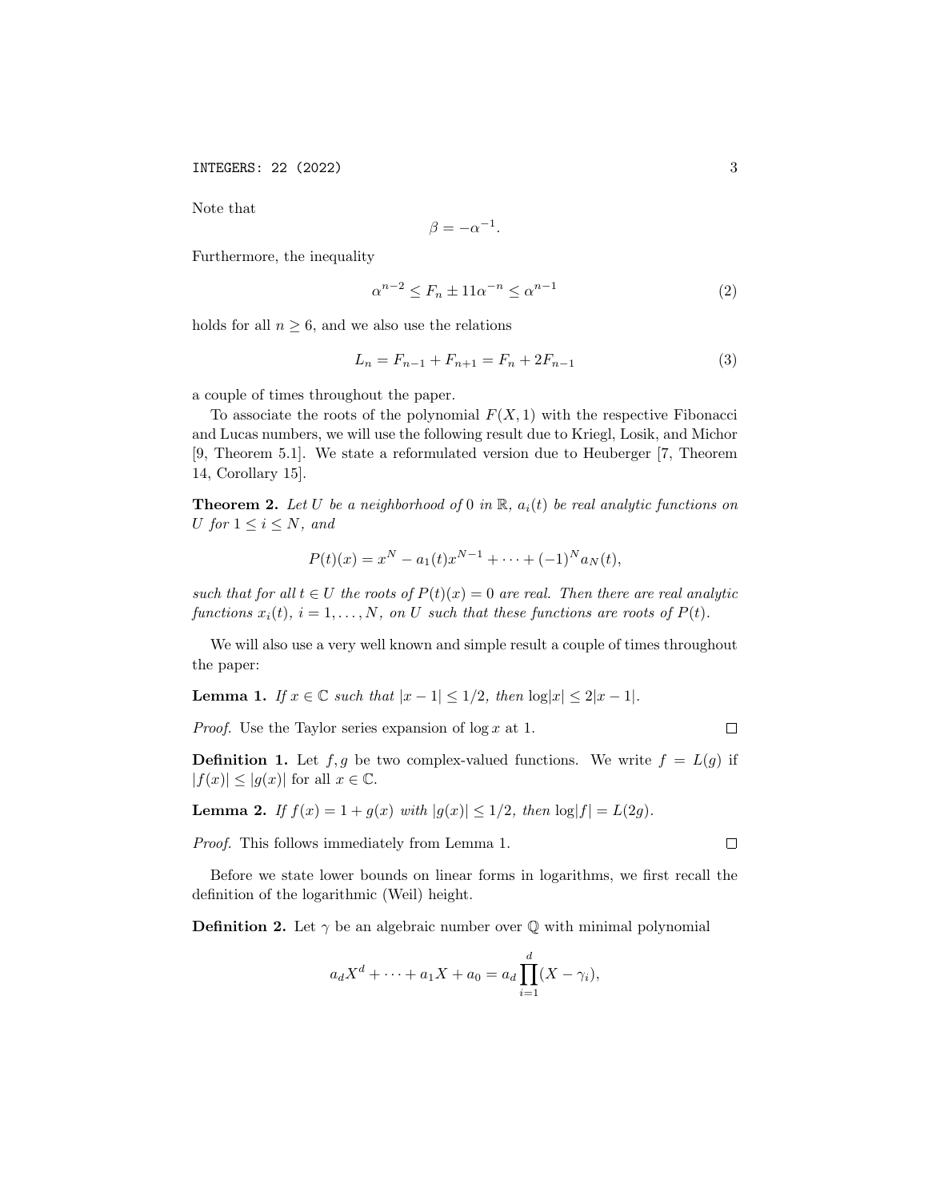Note that

$$\beta = -\alpha^{-1}.$$

Furthermore, the inequality

$$\alpha^{n-2} \leq F_n \pm 11\alpha^{-n} \leq \alpha^{n-1} \tag{2}$$

holds for all $n \geq 6$, and we also use the relations

$$L_n = F_{n-1} + F_{n+1} = F_n + 2F_{n-1} \tag{3}$$

a couple of times throughout the paper.

To associate the roots of the polynomial $F(X, 1)$ with the respective Fibonacci and Lucas numbers, we will use the following result due to Kriegl, Losik, and Michor [9, Theorem 5.1]. We state a reformulated version due to Heuberger [7, Theorem 14, Corollary 15].

**Theorem 2.** *Let $U$ be a neighborhood of $0$ in $\mathbb{R}$, $a_i(t)$ be real analytic functions on $U$ for $1 \leq i \leq N$, and*

$$P(t)(x) = x^N - a_1(t)x^{N-1} + \cdots + (-1)^N a_N(t),$$

*such that for all $t \in U$ the roots of $P(t)(x) = 0$ are real. Then there are real analytic functions $x_i(t)$, $i = 1, \ldots, N$, on $U$ such that these functions are roots of $P(t)$.*

We will also use a very well known and simple result a couple of times throughout the paper:

**Lemma 1.** *If $x \in \mathbb{C}$ such that $|x - 1| \leq 1/2$, then $\log|x| \leq 2|x - 1|$.*

*Proof.* Use the Taylor series expansion of $\log x$ at 1. ∎

**Definition 1.** Let $f, g$ be two complex-valued functions. We write $f = L(g)$ if $|f(x)| \leq |g(x)|$ for all $x \in \mathbb{C}$.

**Lemma 2.** *If $f(x) = 1 + g(x)$ with $|g(x)| \leq 1/2$, then $\log|f| = L(2g)$.*

*Proof.* This follows immediately from Lemma 1. ∎

Before we state lower bounds on linear forms in logarithms, we first recall the definition of the logarithmic (Weil) height.

**Definition 2.** Let $\gamma$ be an algebraic number over $\mathbb{Q}$ with minimal polynomial

$$a_d X^d + \cdots + a_1 X + a_0 = a_d \prod_{i=1}^{d} (X - \gamma_i),$$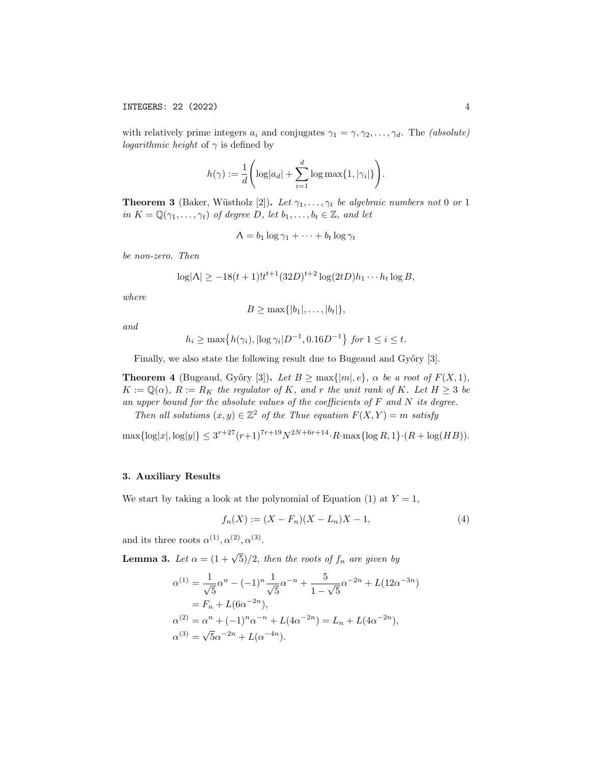with relatively prime integers $a_i$ and conjugates $\gamma_1 = \gamma, \gamma_2, \dots, \gamma_d$. The *(absolute) logarithmic height* of $\gamma$ is defined by

$$h(\gamma) := \frac{1}{d}\left(\log|a_d| + \sum_{i=1}^{d} \log\max\{1, |\gamma_i|\}\right).$$

**Theorem 3** (Baker, Wüstholz [2]). *Let $\gamma_1, \dots, \gamma_t$ be algebraic numbers not $0$ or $1$ in $K = \mathbb{Q}(\gamma_1, \dots, \gamma_t)$ of degree $D$, let $b_1, \dots, b_t \in \mathbb{Z}$, and let*

$$\Lambda = b_1 \log\gamma_1 + \dots + b_t \log\gamma_t$$

*be non-zero. Then*

$$\log|\Lambda| \geq -18(t+1)!t^{t+1}(32D)^{t+2}\log(2tD)h_1 \cdots h_t \log B,$$

*where*

$$B \geq \max\{|b_1|, \dots, |b_t|\},$$

*and*

$$h_i \geq \max\{h(\gamma_i), |\log\gamma_i|D^{-1}, 0.16D^{-1}\} \text{ for } 1 \leq i \leq t.$$

Finally, we also state the following result due to Bugeaud and Győry [3].

**Theorem 4** (Bugeaud, Győry [3]). *Let $B \geq \max\{|m|, e\}$, $\alpha$ be a root of $F(X,1)$, $K := \mathbb{Q}(\alpha)$, $R := R_K$ the regulator of $K$, and $r$ the unit rank of $K$. Let $H \geq 3$ be an upper bound for the absolute values of the coefficients of $F$ and $N$ its degree.*

*Then all solutions $(x,y) \in \mathbb{Z}^2$ of the Thue equation $F(X,Y) = m$ satisfy*

$$\max\{\log|x|, \log|y|\} \leq 3^{r+27}(r+1)^{7r+19}N^{2N+6r+14} \cdot R \cdot \max\{\log R, 1\} \cdot (R + \log(HB)).$$

## 3. Auxiliary Results

We start by taking a look at the polynomial of Equation (1) at $Y = 1$,

$$f_n(X) := (X - F_n)(X - L_n)X - 1, \tag{4}$$

and its three roots $\alpha^{(1)}, \alpha^{(2)}, \alpha^{(3)}$.

**Lemma 3.** *Let $\alpha = (1+\sqrt{5})/2$, then the roots of $f_n$ are given by*

$$\begin{aligned}
\alpha^{(1)} &= \frac{1}{\sqrt{5}}\alpha^n - (-1)^n\frac{1}{\sqrt{5}}\alpha^{-n} + \frac{5}{1-\sqrt{5}}\alpha^{-2n} + L(12\alpha^{-3n}) \\
&= F_n + L(6\alpha^{-2n}), \\
\alpha^{(2)} &= \alpha^n + (-1)^n\alpha^{-n} + L(4\alpha^{-2n}) = L_n + L(4\alpha^{-2n}), \\
\alpha^{(3)} &= \sqrt{5}\alpha^{-2n} + L(\alpha^{-4n}).
\end{aligned}$$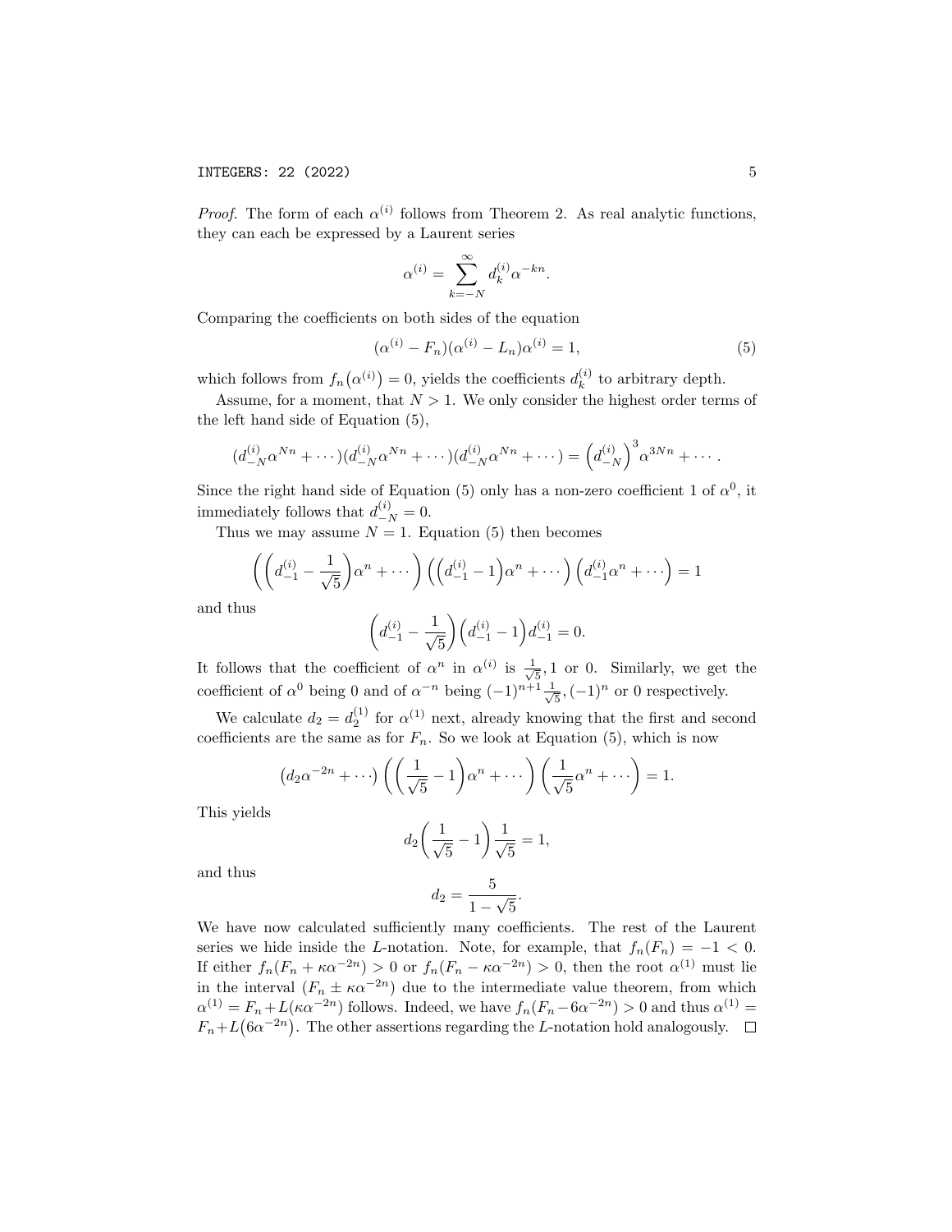*Proof.* The form of each $\alpha^{(i)}$ follows from Theorem 2. As real analytic functions, they can each be expressed by a Laurent series

$$\alpha^{(i)} = \sum_{k=-N}^{\infty} d_k^{(i)} \alpha^{-kn}.$$

Comparing the coefficients on both sides of the equation

$$(\alpha^{(i)} - F_n)(\alpha^{(i)} - L_n)\alpha^{(i)} = 1, \tag{5}$$

which follows from $f_n\big(\alpha^{(i)}\big) = 0$, yields the coefficients $d_k^{(i)}$ to arbitrary depth.

Assume, for a moment, that $N > 1$. We only consider the highest order terms of the left hand side of Equation (5),

$$(d_{-N}^{(i)}\alpha^{Nn} + \cdots)(d_{-N}^{(i)}\alpha^{Nn} + \cdots)(d_{-N}^{(i)}\alpha^{Nn} + \cdots) = \left(d_{-N}^{(i)}\right)^3 \alpha^{3Nn} + \cdots .$$

Since the right hand side of Equation (5) only has a non-zero coefficient 1 of $\alpha^0$, it immediately follows that $d_{-N}^{(i)} = 0$.

Thus we may assume $N = 1$. Equation (5) then becomes

$$\left(\left(d_{-1}^{(i)} - \frac{1}{\sqrt{5}}\right)\alpha^n + \cdots\right)\left(\left(d_{-1}^{(i)} - 1\right)\alpha^n + \cdots\right)\left(d_{-1}^{(i)}\alpha^n + \cdots\right) = 1$$

and thus

$$\left(d_{-1}^{(i)} - \frac{1}{\sqrt{5}}\right)\left(d_{-1}^{(i)} - 1\right)d_{-1}^{(i)} = 0.$$

It follows that the coefficient of $\alpha^n$ in $\alpha^{(i)}$ is $\frac{1}{\sqrt{5}}, 1$ or $0$. Similarly, we get the coefficient of $\alpha^0$ being 0 and of $\alpha^{-n}$ being $(-1)^{n+1}\frac{1}{\sqrt{5}}, (-1)^n$ or 0 respectively.

We calculate $d_2 = d_2^{(1)}$ for $\alpha^{(1)}$ next, already knowing that the first and second coefficients are the same as for $F_n$. So we look at Equation (5), which is now

$$\left(d_2\alpha^{-2n} + \cdots\right)\left(\left(\frac{1}{\sqrt{5}} - 1\right)\alpha^n + \cdots\right)\left(\frac{1}{\sqrt{5}}\alpha^n + \cdots\right) = 1.$$

This yields

$$d_2\left(\frac{1}{\sqrt{5}} - 1\right)\frac{1}{\sqrt{5}} = 1,$$

and thus

$$d_2 = \frac{5}{1 - \sqrt{5}}.$$

We have now calculated sufficiently many coefficients. The rest of the Laurent series we hide inside the $L$-notation. Note, for example, that $f_n(F_n) = -1 < 0$. If either $f_n(F_n + \kappa\alpha^{-2n}) > 0$ or $f_n(F_n - \kappa\alpha^{-2n}) > 0$, then the root $\alpha^{(1)}$ must lie in the interval $(F_n \pm \kappa\alpha^{-2n})$ due to the intermediate value theorem, from which $\alpha^{(1)} = F_n + L(\kappa\alpha^{-2n})$ follows. Indeed, we have $f_n(F_n - 6\alpha^{-2n}) > 0$ and thus $\alpha^{(1)} = F_n + L\big(6\alpha^{-2n}\big)$. The other assertions regarding the $L$-notation hold analogously. $\square$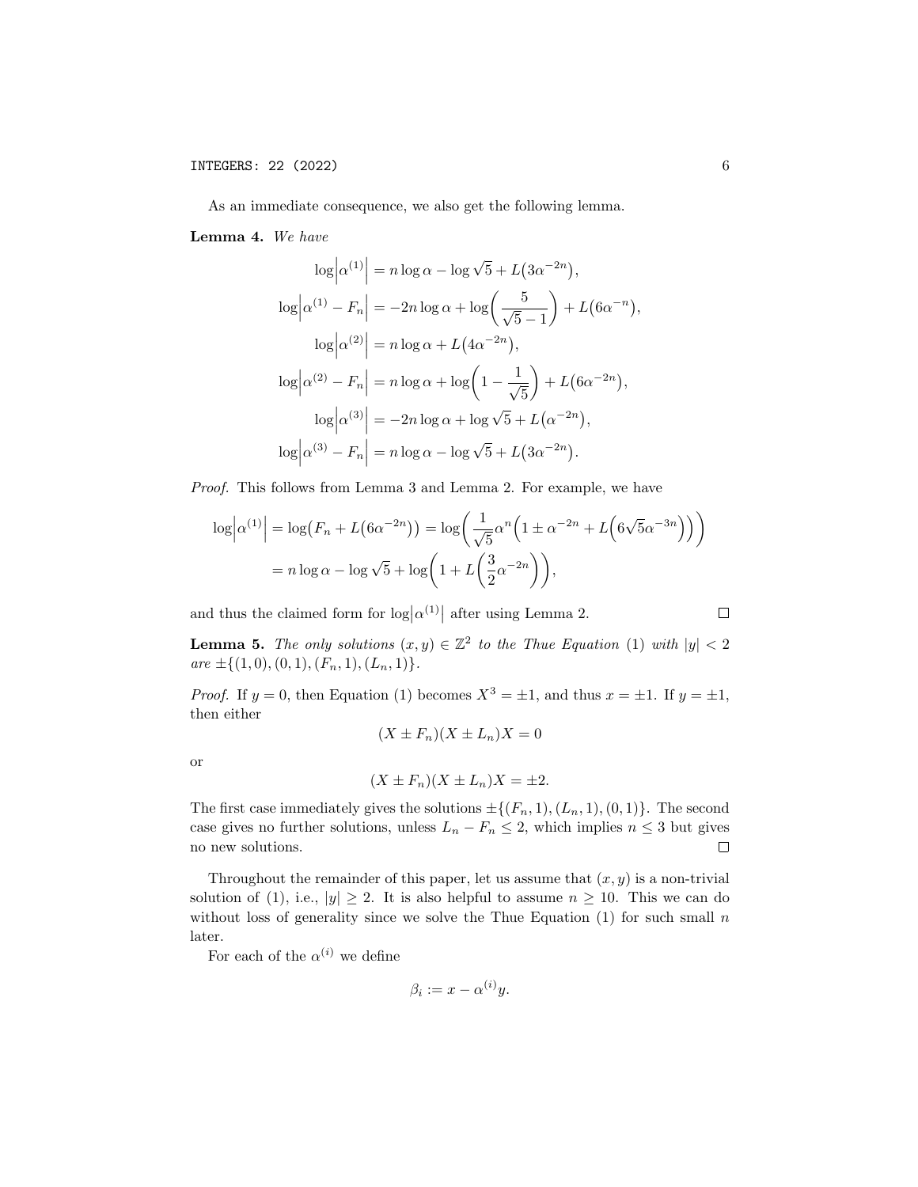As an immediate consequence, we also get the following lemma.

**Lemma 4.** *We have*

$$
\begin{aligned}
\log\left|\alpha^{(1)}\right| &= n\log\alpha - \log\sqrt{5} + L\big(3\alpha^{-2n}\big),\\
\log\left|\alpha^{(1)} - F_n\right| &= -2n\log\alpha + \log\bigg(\frac{5}{\sqrt{5}-1}\bigg) + L\big(6\alpha^{-n}\big),\\
\log\left|\alpha^{(2)}\right| &= n\log\alpha + L\big(4\alpha^{-2n}\big),\\
\log\left|\alpha^{(2)} - F_n\right| &= n\log\alpha + \log\bigg(1 - \frac{1}{\sqrt{5}}\bigg) + L\big(6\alpha^{-2n}\big),\\
\log\left|\alpha^{(3)}\right| &= -2n\log\alpha + \log\sqrt{5} + L\big(\alpha^{-2n}\big),\\
\log\left|\alpha^{(3)} - F_n\right| &= n\log\alpha - \log\sqrt{5} + L\big(3\alpha^{-2n}\big).
\end{aligned}
$$

*Proof.* This follows from Lemma 3 and Lemma 2. For example, we have

$$
\begin{aligned}
\log\left|\alpha^{(1)}\right| &= \log\big(F_n + L\big(6\alpha^{-2n}\big)\big) = \log\bigg(\frac{1}{\sqrt{5}}\alpha^n\Big(1 \pm \alpha^{-2n} + L\Big(6\sqrt{5}\alpha^{-3n}\Big)\Big)\bigg)\\
&= n\log\alpha - \log\sqrt{5} + \log\bigg(1 + L\bigg(\frac{3}{2}\alpha^{-2n}\bigg)\bigg),
\end{aligned}
$$

and thus the claimed form for $\log\left|\alpha^{(1)}\right|$ after using Lemma 2. $\square$

**Lemma 5.** *The only solutions $(x, y) \in \mathbb{Z}^2$ to the Thue Equation (1) with $|y| < 2$ are $\pm\{(1,0),(0,1),(F_n,1),(L_n,1)\}$.*

*Proof.* If $y = 0$, then Equation (1) becomes $X^3 = \pm 1$, and thus $x = \pm 1$. If $y = \pm 1$, then either

$$
(X \pm F_n)(X \pm L_n)X = 0
$$

or

$$
(X \pm F_n)(X \pm L_n)X = \pm 2.
$$

The first case immediately gives the solutions $\pm\{(F_n,1),(L_n,1),(0,1)\}$. The second case gives no further solutions, unless $L_n - F_n \leq 2$, which implies $n \leq 3$ but gives no new solutions. $\square$

Throughout the remainder of this paper, let us assume that $(x, y)$ is a non-trivial solution of (1), i.e., $|y| \geq 2$. It is also helpful to assume $n \geq 10$. This we can do without loss of generality since we solve the Thue Equation (1) for such small $n$ later.

For each of the $\alpha^{(i)}$ we define

$$
\beta_i := x - \alpha^{(i)}y.
$$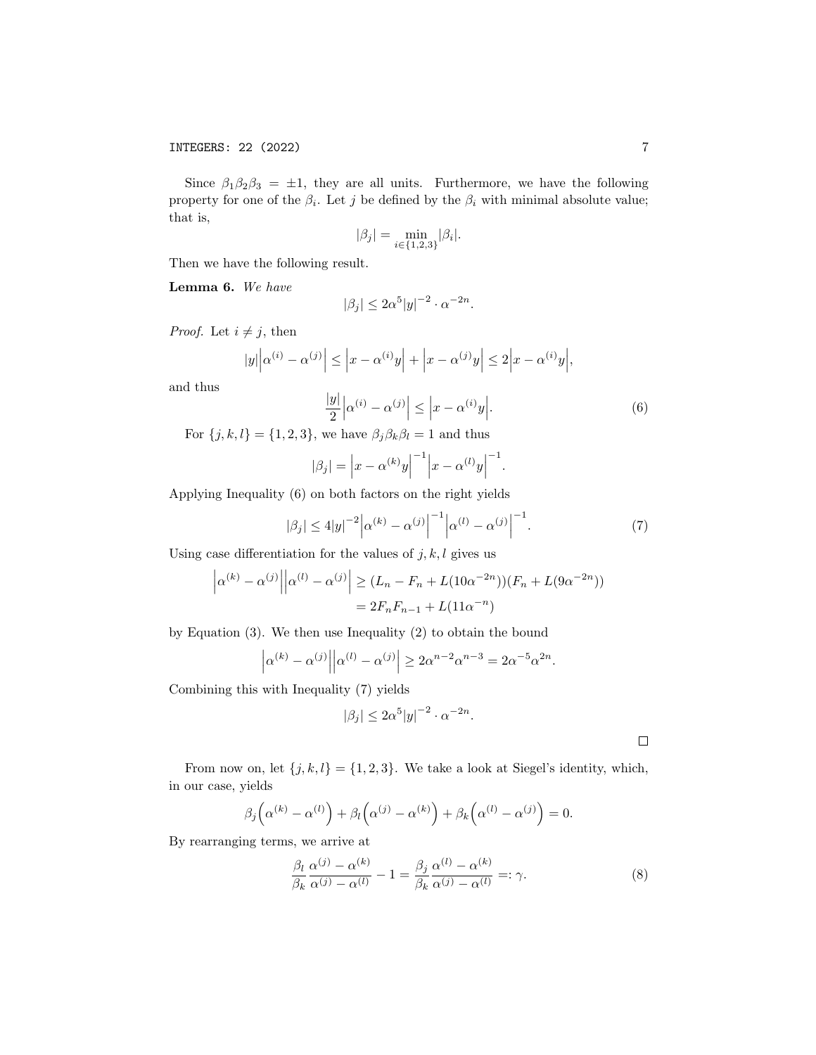Since $\beta_1\beta_2\beta_3 = \pm 1$, they are all units. Furthermore, we have the following property for one of the $\beta_i$. Let $j$ be defined by the $\beta_i$ with minimal absolute value; that is,

$$|\beta_j| = \min_{i \in \{1,2,3\}} |\beta_i|.$$

Then we have the following result.

**Lemma 6.** *We have*

$$|\beta_j| \leq 2\alpha^5 |y|^{-2} \cdot \alpha^{-2n}.$$

*Proof.* Let $i \neq j$, then

$$|y|\Big|\alpha^{(i)} - \alpha^{(j)}\Big| \leq \Big|x - \alpha^{(i)}y\Big| + \Big|x - \alpha^{(j)}y\Big| \leq 2\Big|x - \alpha^{(i)}y\Big|,$$

and thus

$$\frac{|y|}{2}\Big|\alpha^{(i)} - \alpha^{(j)}\Big| \leq \Big|x - \alpha^{(i)}y\Big|. \tag{6}$$

For $\{j,k,l\} = \{1,2,3\}$, we have $\beta_j\beta_k\beta_l = 1$ and thus

$$|\beta_j| = \Big|x - \alpha^{(k)}y\Big|^{-1}\Big|x - \alpha^{(l)}y\Big|^{-1}.$$

Applying Inequality (6) on both factors on the right yields

$$|\beta_j| \leq 4|y|^{-2}\Big|\alpha^{(k)} - \alpha^{(j)}\Big|^{-1}\Big|\alpha^{(l)} - \alpha^{(j)}\Big|^{-1}. \tag{7}$$

Using case differentiation for the values of $j,k,l$ gives us

$$\begin{aligned}\Big|\alpha^{(k)} - \alpha^{(j)}\Big|\Big|\alpha^{(l)} - \alpha^{(j)}\Big| &\geq (L_n - F_n + L(10\alpha^{-2n}))(F_n + L(9\alpha^{-2n})) \\ &= 2F_nF_{n-1} + L(11\alpha^{-n})\end{aligned}$$

by Equation (3). We then use Inequality (2) to obtain the bound

$$\Big|\alpha^{(k)} - \alpha^{(j)}\Big|\Big|\alpha^{(l)} - \alpha^{(j)}\Big| \geq 2\alpha^{n-2}\alpha^{n-3} = 2\alpha^{-5}\alpha^{2n}.$$

Combining this with Inequality (7) yields

$$|\beta_j| \leq 2\alpha^5|y|^{-2} \cdot \alpha^{-2n}.$$

$\square$

From now on, let $\{j,k,l\} = \{1,2,3\}$. We take a look at Siegel's identity, which, in our case, yields

$$\beta_j\Big(\alpha^{(k)} - \alpha^{(l)}\Big) + \beta_l\Big(\alpha^{(j)} - \alpha^{(k)}\Big) + \beta_k\Big(\alpha^{(l)} - \alpha^{(j)}\Big) = 0.$$

By rearranging terms, we arrive at

$$\frac{\beta_l}{\beta_k}\frac{\alpha^{(j)} - \alpha^{(k)}}{\alpha^{(j)} - \alpha^{(l)}} - 1 = \frac{\beta_j}{\beta_k}\frac{\alpha^{(l)} - \alpha^{(k)}}{\alpha^{(j)} - \alpha^{(l)}} =: \gamma. \tag{8}$$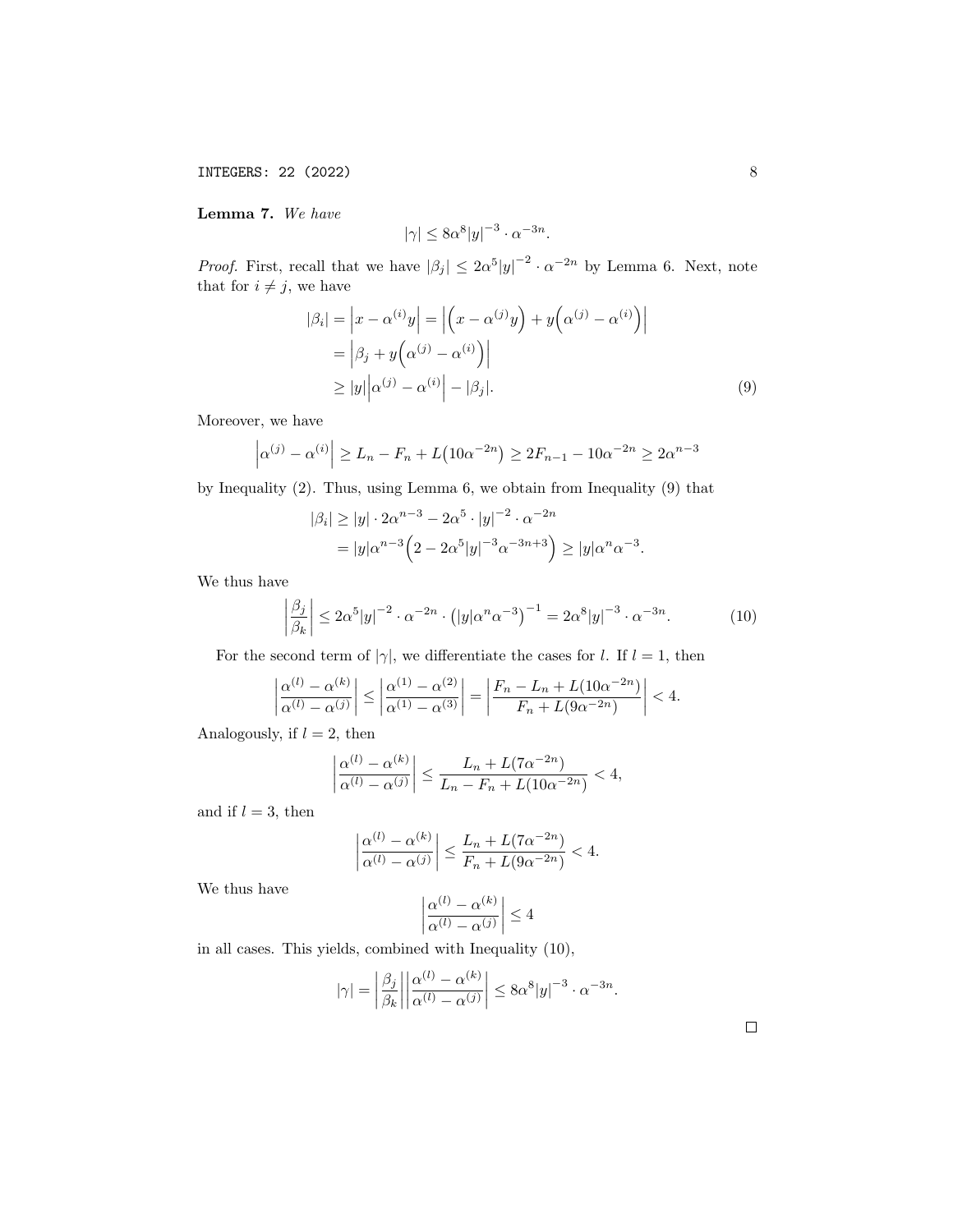**Lemma 7.** *We have*

$$|\gamma| \leq 8\alpha^8 |y|^{-3} \cdot \alpha^{-3n}.$$

*Proof.* First, recall that we have $|\beta_j| \leq 2\alpha^5 |y|^{-2} \cdot \alpha^{-2n}$ by Lemma 6. Next, note that for $i \neq j$, we have

$$\begin{aligned}
|\beta_i| = \left| x - \alpha^{(i)} y \right| &= \left| \left( x - \alpha^{(j)} y \right) + y \left( \alpha^{(j)} - \alpha^{(i)} \right) \right| \\
&= \left| \beta_j + y \left( \alpha^{(j)} - \alpha^{(i)} \right) \right| \\
&\geq |y| \left| \alpha^{(j)} - \alpha^{(i)} \right| - |\beta_j|. \qquad (9)
\end{aligned}$$

Moreover, we have

$$\left| \alpha^{(j)} - \alpha^{(i)} \right| \geq L_n - F_n + L\left(10\alpha^{-2n}\right) \geq 2F_{n-1} - 10\alpha^{-2n} \geq 2\alpha^{n-3}$$

by Inequality (2). Thus, using Lemma 6, we obtain from Inequality (9) that

$$\begin{aligned}
|\beta_i| &\geq |y| \cdot 2\alpha^{n-3} - 2\alpha^5 \cdot |y|^{-2} \cdot \alpha^{-2n} \\
&= |y| \alpha^{n-3} \left( 2 - 2\alpha^5 |y|^{-3} \alpha^{-3n+3} \right) \geq |y| \alpha^n \alpha^{-3}.
\end{aligned}$$

We thus have

$$\left| \frac{\beta_j}{\beta_k} \right| \leq 2\alpha^5 |y|^{-2} \cdot \alpha^{-2n} \cdot \left( |y| \alpha^n \alpha^{-3} \right)^{-1} = 2\alpha^8 |y|^{-3} \cdot \alpha^{-3n}. \qquad (10)$$

For the second term of $|\gamma|$, we differentiate the cases for $l$. If $l = 1$, then

$$\left| \frac{\alpha^{(l)} - \alpha^{(k)}}{\alpha^{(l)} - \alpha^{(j)}} \right| \leq \left| \frac{\alpha^{(1)} - \alpha^{(2)}}{\alpha^{(1)} - \alpha^{(3)}} \right| = \left| \frac{F_n - L_n + L(10\alpha^{-2n})}{F_n + L(9\alpha^{-2n})} \right| < 4.$$

Analogously, if $l = 2$, then

$$\left| \frac{\alpha^{(l)} - \alpha^{(k)}}{\alpha^{(l)} - \alpha^{(j)}} \right| \leq \frac{L_n + L(7\alpha^{-2n})}{L_n - F_n + L(10\alpha^{-2n})} < 4,$$

and if $l = 3$, then

$$\left| \frac{\alpha^{(l)} - \alpha^{(k)}}{\alpha^{(l)} - \alpha^{(j)}} \right| \leq \frac{L_n + L(7\alpha^{-2n})}{F_n + L(9\alpha^{-2n})} < 4.$$

We thus have

$$\left| \frac{\alpha^{(l)} - \alpha^{(k)}}{\alpha^{(l)} - \alpha^{(j)}} \right| \leq 4$$

in all cases. This yields, combined with Inequality (10),

$$|\gamma| = \left| \frac{\beta_j}{\beta_k} \right| \left| \frac{\alpha^{(l)} - \alpha^{(k)}}{\alpha^{(l)} - \alpha^{(j)}} \right| \leq 8\alpha^8 |y|^{-3} \cdot \alpha^{-3n}.$$

$\square$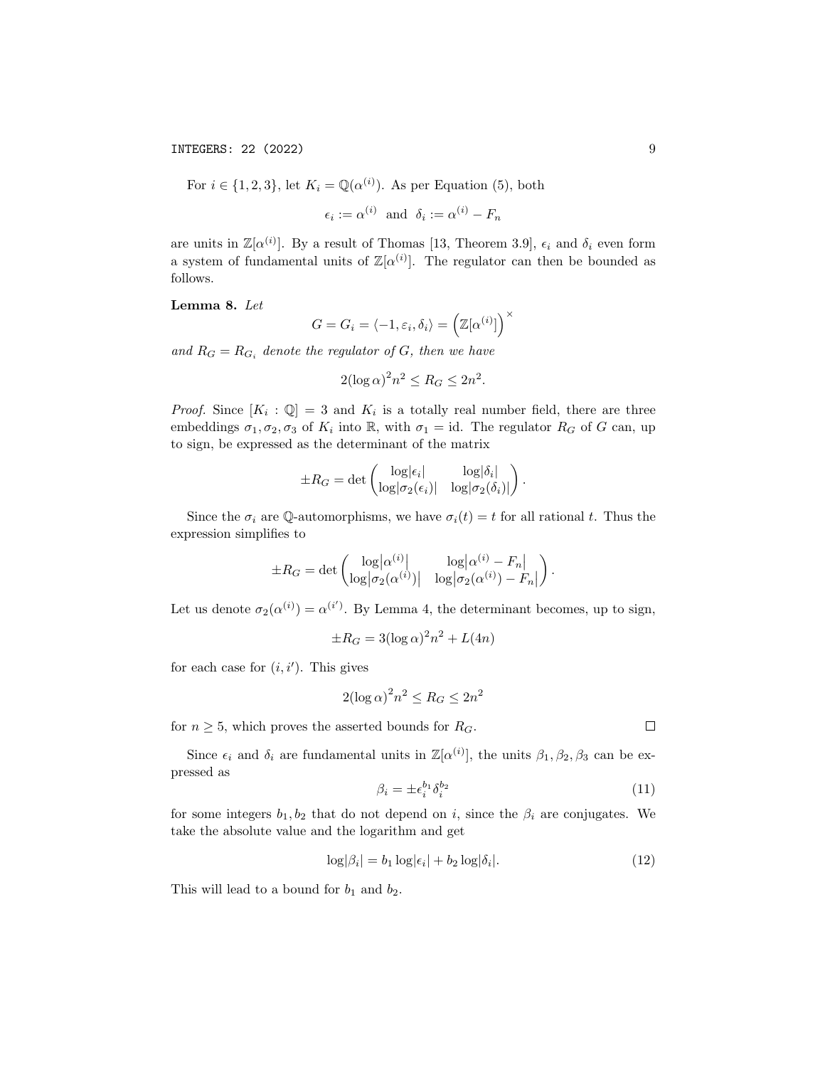For $i \in \{1, 2, 3\}$, let $K_i = \mathbb{Q}(\alpha^{(i)})$. As per Equation (5), both

$$\epsilon_i := \alpha^{(i)} \quad \text{and} \quad \delta_i := \alpha^{(i)} - F_n$$

are units in $\mathbb{Z}[\alpha^{(i)}]$. By a result of Thomas [13, Theorem 3.9], $\epsilon_i$ and $\delta_i$ even form a system of fundamental units of $\mathbb{Z}[\alpha^{(i)}]$. The regulator can then be bounded as follows.

**Lemma 8.** *Let*

$$G = G_i = \langle -1, \varepsilon_i, \delta_i \rangle = \left( \mathbb{Z}[\alpha^{(i)}] \right)^{\times}$$

*and $R_G = R_{G_i}$ denote the regulator of $G$, then we have*

$$2(\log \alpha)^2 n^2 \leq R_G \leq 2n^2.$$

*Proof.* Since $[K_i : \mathbb{Q}] = 3$ and $K_i$ is a totally real number field, there are three embeddings $\sigma_1, \sigma_2, \sigma_3$ of $K_i$ into $\mathbb{R}$, with $\sigma_1 = \text{id}$. The regulator $R_G$ of $G$ can, up to sign, be expressed as the determinant of the matrix

$$\pm R_G = \det \begin{pmatrix} \log|\epsilon_i| & \log|\delta_i| \\ \log|\sigma_2(\epsilon_i)| & \log|\sigma_2(\delta_i)| \end{pmatrix}.$$

Since the $\sigma_i$ are $\mathbb{Q}$-automorphisms, we have $\sigma_i(t) = t$ for all rational $t$. Thus the expression simplifies to

$$\pm R_G = \det \begin{pmatrix} \log\left|\alpha^{(i)}\right| & \log\left|\alpha^{(i)} - F_n\right| \\ \log\left|\sigma_2(\alpha^{(i)})\right| & \log\left|\sigma_2(\alpha^{(i)}) - F_n\right| \end{pmatrix}.$$

Let us denote $\sigma_2(\alpha^{(i)}) = \alpha^{(i')}$. By Lemma 4, the determinant becomes, up to sign,

$$\pm R_G = 3(\log \alpha)^2 n^2 + L(4n)$$

for each case for $(i, i')$. This gives

$$2(\log \alpha)^2 n^2 \leq R_G \leq 2n^2$$

for $n \geq 5$, which proves the asserted bounds for $R_G$. $\square$

Since $\epsilon_i$ and $\delta_i$ are fundamental units in $\mathbb{Z}[\alpha^{(i)}]$, the units $\beta_1, \beta_2, \beta_3$ can be expressed as

$$\beta_i = \pm \epsilon_i^{b_1} \delta_i^{b_2} \tag{11}$$

for some integers $b_1, b_2$ that do not depend on $i$, since the $\beta_i$ are conjugates. We take the absolute value and the logarithm and get

$$\log|\beta_i| = b_1 \log|\epsilon_i| + b_2 \log|\delta_i|. \tag{12}$$

This will lead to a bound for $b_1$ and $b_2$.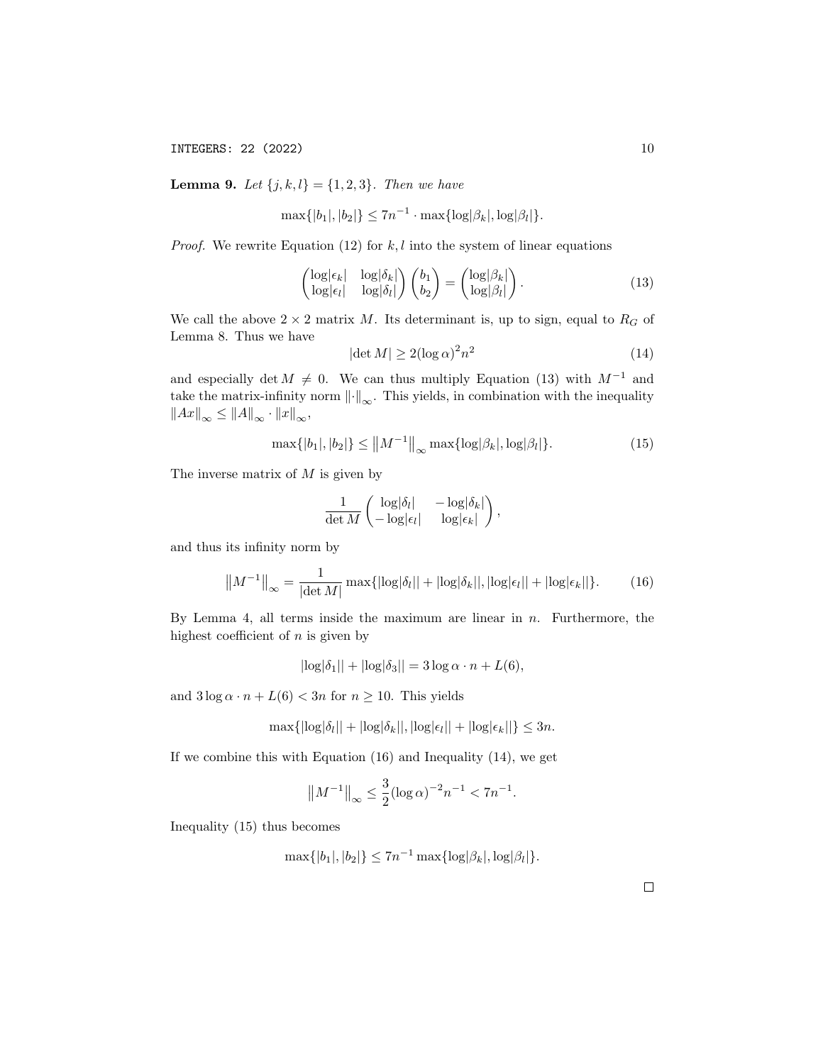**Lemma 9.** *Let $\{j, k, l\} = \{1, 2, 3\}$. Then we have*

$$\max\{|b_1|, |b_2|\} \leq 7n^{-1} \cdot \max\{\log|\beta_k|, \log|\beta_l|\}.$$

*Proof.* We rewrite Equation (12) for $k, l$ into the system of linear equations

$$\begin{pmatrix} \log|\epsilon_k| & \log|\delta_k| \\ \log|\epsilon_l| & \log|\delta_l| \end{pmatrix} \begin{pmatrix} b_1 \\ b_2 \end{pmatrix} = \begin{pmatrix} \log|\beta_k| \\ \log|\beta_l| \end{pmatrix}. \tag{13}$$

We call the above $2 \times 2$ matrix $M$. Its determinant is, up to sign, equal to $R_G$ of Lemma 8. Thus we have

$$|\det M| \geq 2(\log \alpha)^2 n^2 \tag{14}$$

and especially $\det M \neq 0$. We can thus multiply Equation (13) with $M^{-1}$ and take the matrix-infinity norm $\|\cdot\|_\infty$. This yields, in combination with the inequality $\|Ax\|_\infty \leq \|A\|_\infty \cdot \|x\|_\infty$,

$$\max\{|b_1|, |b_2|\} \leq \left\|M^{-1}\right\|_\infty \max\{\log|\beta_k|, \log|\beta_l|\}. \tag{15}$$

The inverse matrix of $M$ is given by

$$\frac{1}{\det M} \begin{pmatrix} \log|\delta_l| & -\log|\delta_k| \\ -\log|\epsilon_l| & \log|\epsilon_k| \end{pmatrix},$$

and thus its infinity norm by

$$\left\|M^{-1}\right\|_\infty = \frac{1}{|\det M|} \max\{|\log|\delta_l|| + |\log|\delta_k||, |\log|\epsilon_l|| + |\log|\epsilon_k||\}. \tag{16}$$

By Lemma 4, all terms inside the maximum are linear in $n$. Furthermore, the highest coefficient of $n$ is given by

$$|\log|\delta_1|| + |\log|\delta_3|| = 3 \log \alpha \cdot n + L(6),$$

and $3 \log \alpha \cdot n + L(6) < 3n$ for $n \geq 10$. This yields

$$\max\{|\log|\delta_l|| + |\log|\delta_k||, |\log|\epsilon_l|| + |\log|\epsilon_k||\} \leq 3n.$$

If we combine this with Equation (16) and Inequality (14), we get

$$\left\|M^{-1}\right\|_\infty \leq \frac{3}{2} (\log \alpha)^{-2} n^{-1} < 7n^{-1}.$$

Inequality (15) thus becomes

$$\max\{|b_1|, |b_2|\} \leq 7n^{-1} \max\{\log|\beta_k|, \log|\beta_l|\}.$$

□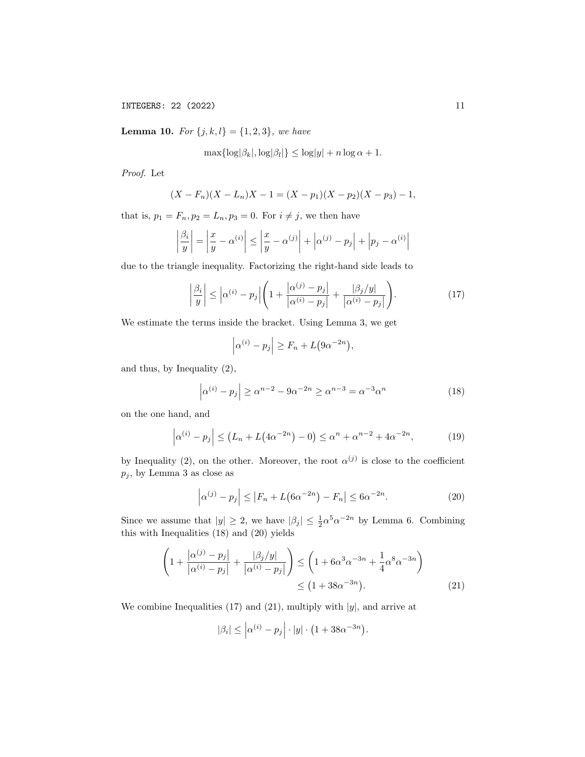**Lemma 10.** *For $\{j,k,l\} = \{1,2,3\}$, we have*

$$\max\{\log|\beta_k|, \log|\beta_l|\} \leq \log|y| + n\log\alpha + 1.$$

*Proof.* Let

$$(X - F_n)(X - L_n)X - 1 = (X - p_1)(X - p_2)(X - p_3) - 1,$$

that is, $p_1 = F_n, p_2 = L_n, p_3 = 0$. For $i \neq j$, we then have

$$\left|\frac{\beta_i}{y}\right| = \left|\frac{x}{y} - \alpha^{(i)}\right| \leq \left|\frac{x}{y} - \alpha^{(j)}\right| + \left|\alpha^{(j)} - p_j\right| + \left|p_j - \alpha^{(i)}\right|$$

due to the triangle inequality. Factorizing the right-hand side leads to

$$\left|\frac{\beta_i}{y}\right| \leq \left|\alpha^{(i)} - p_j\right|\left(1 + \frac{\left|\alpha^{(j)} - p_j\right|}{\left|\alpha^{(i)} - p_j\right|} + \frac{|\beta_j/y|}{\left|\alpha^{(i)} - p_j\right|}\right). \tag{17}$$

We estimate the terms inside the bracket. Using Lemma 3, we get

$$\left|\alpha^{(i)} - p_j\right| \geq F_n + L\big(9\alpha^{-2n}\big),$$

and thus, by Inequality (2),

$$\left|\alpha^{(i)} - p_j\right| \geq \alpha^{n-2} - 9\alpha^{-2n} \geq \alpha^{n-3} = \alpha^{-3}\alpha^n \tag{18}$$

on the one hand, and

$$\left|\alpha^{(i)} - p_j\right| \leq \big(L_n + L\big(4\alpha^{-2n}\big) - 0\big) \leq \alpha^n + \alpha^{n-2} + 4\alpha^{-2n}, \tag{19}$$

by Inequality (2), on the other. Moreover, the root $\alpha^{(j)}$ is close to the coefficient $p_j$, by Lemma 3 as close as

$$\left|\alpha^{(j)} - p_j\right| \leq \left|F_n + L\big(6\alpha^{-2n}\big) - F_n\right| \leq 6\alpha^{-2n}. \tag{20}$$

Since we assume that $|y| \geq 2$, we have $|\beta_j| \leq \frac{1}{2}\alpha^5\alpha^{-2n}$ by Lemma 6. Combining this with Inequalities (18) and (20) yields

$$\begin{aligned}\left(1 + \frac{\left|\alpha^{(j)} - p_j\right|}{\left|\alpha^{(i)} - p_j\right|} + \frac{|\beta_j/y|}{\left|\alpha^{(i)} - p_j\right|}\right) &\leq \left(1 + 6\alpha^3\alpha^{-3n} + \frac{1}{4}\alpha^8\alpha^{-3n}\right)\\ &\leq \big(1 + 38\alpha^{-3n}\big).\end{aligned} \tag{21}$$

We combine Inequalities (17) and (21), multiply with $|y|$, and arrive at

$$|\beta_i| \leq \left|\alpha^{(i)} - p_j\right| \cdot |y| \cdot \big(1 + 38\alpha^{-3n}\big).$$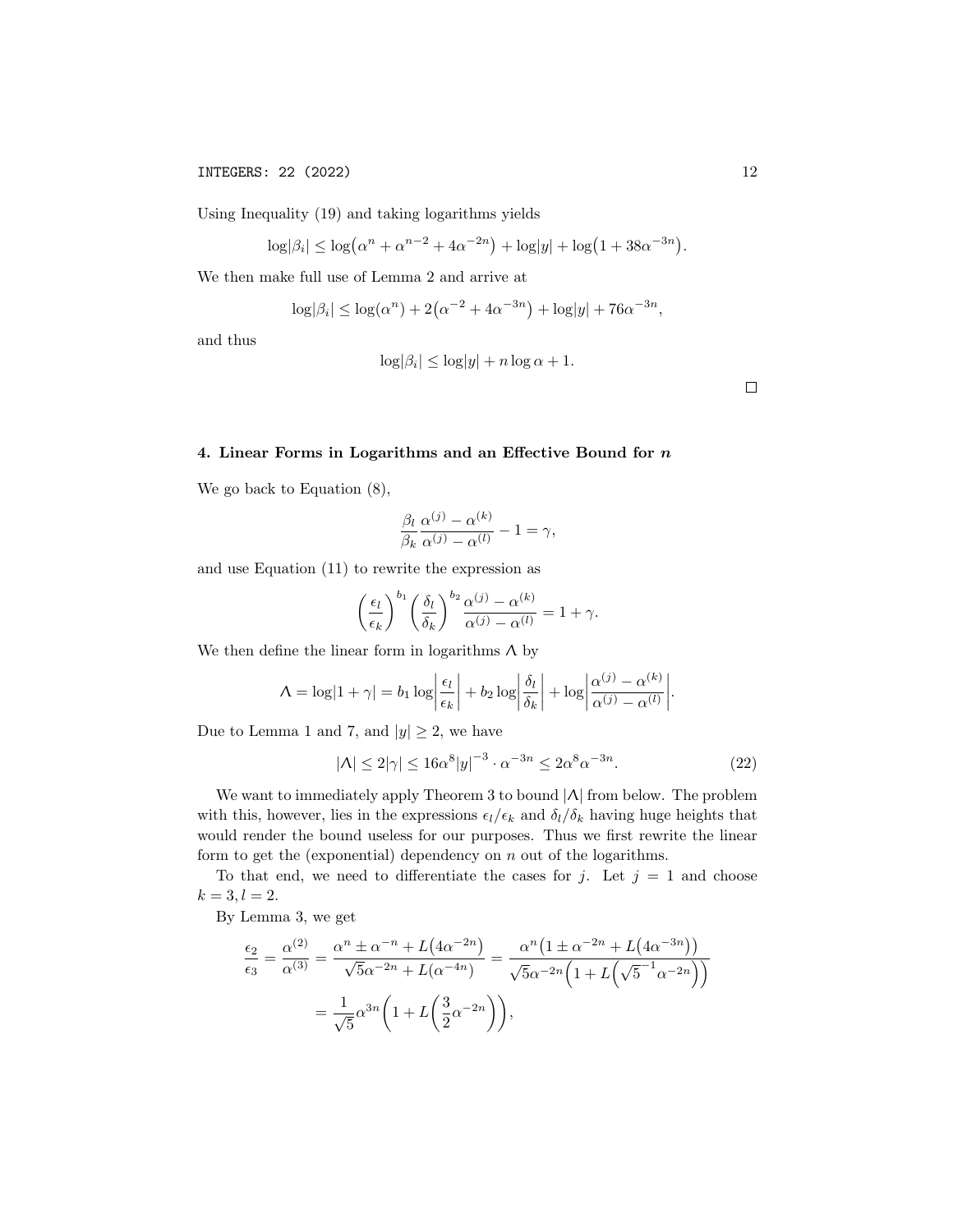Using Inequality (19) and taking logarithms yields

$$\log|\beta_i| \le \log\bigl(\alpha^n + \alpha^{n-2} + 4\alpha^{-2n}\bigr) + \log|y| + \log\bigl(1 + 38\alpha^{-3n}\bigr).$$

We then make full use of Lemma 2 and arrive at

$$\log|\beta_i| \le \log(\alpha^n) + 2\bigl(\alpha^{-2} + 4\alpha^{-3n}\bigr) + \log|y| + 76\alpha^{-3n},$$

and thus

$$\log|\beta_i| \le \log|y| + n\log\alpha + 1.$$

□

## 4. Linear Forms in Logarithms and an Effective Bound for $n$

We go back to Equation (8),

$$\frac{\beta_l}{\beta_k}\frac{\alpha^{(j)} - \alpha^{(k)}}{\alpha^{(j)} - \alpha^{(l)}} - 1 = \gamma,$$

and use Equation (11) to rewrite the expression as

$$\left(\frac{\epsilon_l}{\epsilon_k}\right)^{b_1}\left(\frac{\delta_l}{\delta_k}\right)^{b_2}\frac{\alpha^{(j)} - \alpha^{(k)}}{\alpha^{(j)} - \alpha^{(l)}} = 1 + \gamma.$$

We then define the linear form in logarithms $\Lambda$ by

$$\Lambda = \log|1+\gamma| = b_1\log\left|\frac{\epsilon_l}{\epsilon_k}\right| + b_2\log\left|\frac{\delta_l}{\delta_k}\right| + \log\left|\frac{\alpha^{(j)} - \alpha^{(k)}}{\alpha^{(j)} - \alpha^{(l)}}\right|.$$

Due to Lemma 1 and 7, and $|y| \ge 2$, we have

$$|\Lambda| \le 2|\gamma| \le 16\alpha^8|y|^{-3}\cdot\alpha^{-3n} \le 2\alpha^8\alpha^{-3n}. \tag{22}$$

We want to immediately apply Theorem 3 to bound $|\Lambda|$ from below. The problem with this, however, lies in the expressions $\epsilon_l/\epsilon_k$ and $\delta_l/\delta_k$ having huge heights that would render the bound useless for our purposes. Thus we first rewrite the linear form to get the (exponential) dependency on $n$ out of the logarithms.

To that end, we need to differentiate the cases for $j$. Let $j = 1$ and choose $k = 3, l = 2$.

By Lemma 3, we get

$$\begin{aligned}
\frac{\epsilon_2}{\epsilon_3} = \frac{\alpha^{(2)}}{\alpha^{(3)}} &= \frac{\alpha^n \pm \alpha^{-n} + L\bigl(4\alpha^{-2n}\bigr)}{\sqrt{5}\alpha^{-2n} + L(\alpha^{-4n})} = \frac{\alpha^n\bigl(1 \pm \alpha^{-2n} + L\bigl(4\alpha^{-3n}\bigr)\bigr)}{\sqrt{5}\alpha^{-2n}\Bigl(1 + L\Bigl(\sqrt{5}^{-1}\alpha^{-2n}\Bigr)\Bigr)} \\
&= \frac{1}{\sqrt{5}}\alpha^{3n}\left(1 + L\left(\frac{3}{2}\alpha^{-2n}\right)\right),
\end{aligned}$$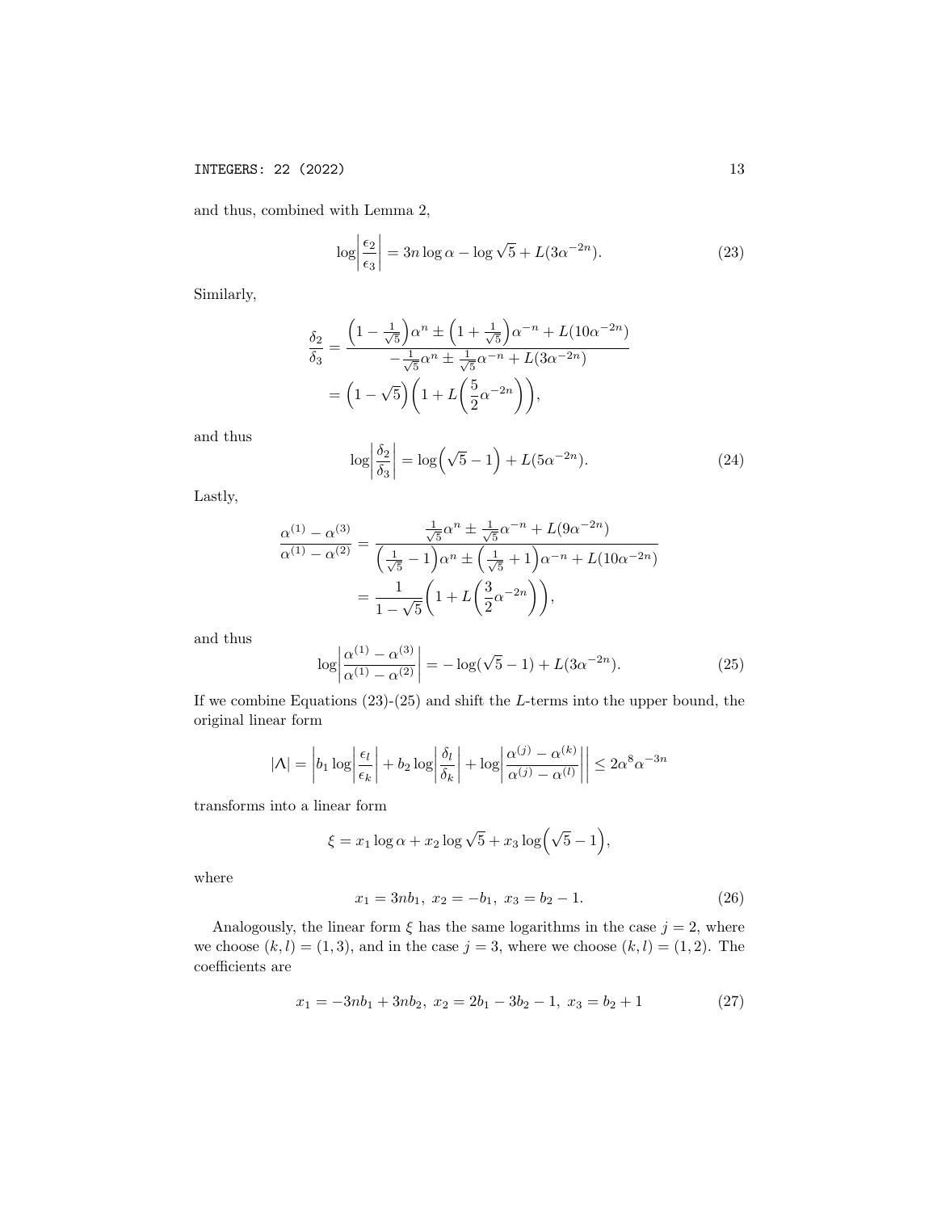and thus, combined with Lemma 2,

$$\log\left|\frac{\epsilon_2}{\epsilon_3}\right| = 3n\log\alpha - \log\sqrt{5} + L(3\alpha^{-2n}). \tag{23}$$

Similarly,

$$\begin{aligned}\frac{\delta_2}{\delta_3} &= \frac{\left(1-\frac{1}{\sqrt{5}}\right)\alpha^n \pm \left(1+\frac{1}{\sqrt{5}}\right)\alpha^{-n} + L(10\alpha^{-2n})}{-\frac{1}{\sqrt{5}}\alpha^n \pm \frac{1}{\sqrt{5}}\alpha^{-n} + L(3\alpha^{-2n})} \\ &= \left(1-\sqrt{5}\right)\left(1 + L\left(\frac{5}{2}\alpha^{-2n}\right)\right),\end{aligned}$$

and thus

$$\log\left|\frac{\delta_2}{\delta_3}\right| = \log\left(\sqrt{5}-1\right) + L(5\alpha^{-2n}). \tag{24}$$

Lastly,

$$\begin{aligned}\frac{\alpha^{(1)}-\alpha^{(3)}}{\alpha^{(1)}-\alpha^{(2)}} &= \frac{\frac{1}{\sqrt{5}}\alpha^n \pm \frac{1}{\sqrt{5}}\alpha^{-n} + L(9\alpha^{-2n})}{\left(\frac{1}{\sqrt{5}}-1\right)\alpha^n \pm \left(\frac{1}{\sqrt{5}}+1\right)\alpha^{-n} + L(10\alpha^{-2n})} \\ &= \frac{1}{1-\sqrt{5}}\left(1 + L\left(\frac{3}{2}\alpha^{-2n}\right)\right),\end{aligned}$$

and thus

$$\log\left|\frac{\alpha^{(1)}-\alpha^{(3)}}{\alpha^{(1)}-\alpha^{(2)}}\right| = -\log(\sqrt{5}-1) + L(3\alpha^{-2n}). \tag{25}$$

If we combine Equations (23)-(25) and shift the $L$-terms into the upper bound, the original linear form

$$|\Lambda| = \left|b_1\log\left|\frac{\epsilon_l}{\epsilon_k}\right| + b_2\log\left|\frac{\delta_l}{\delta_k}\right| + \log\left|\frac{\alpha^{(j)}-\alpha^{(k)}}{\alpha^{(j)}-\alpha^{(l)}}\right|\right| \leq 2\alpha^8\alpha^{-3n}$$

transforms into a linear form

$$\xi = x_1\log\alpha + x_2\log\sqrt{5} + x_3\log\left(\sqrt{5}-1\right),$$

where

$$x_1 = 3nb_1,\ x_2 = -b_1,\ x_3 = b_2 - 1. \tag{26}$$

Analogously, the linear form $\xi$ has the same logarithms in the case $j = 2$, where we choose $(k, l) = (1, 3)$, and in the case $j = 3$, where we choose $(k, l) = (1, 2)$. The coefficients are

$$x_1 = -3nb_1 + 3nb_2,\ x_2 = 2b_1 - 3b_2 - 1,\ x_3 = b_2 + 1 \tag{27}$$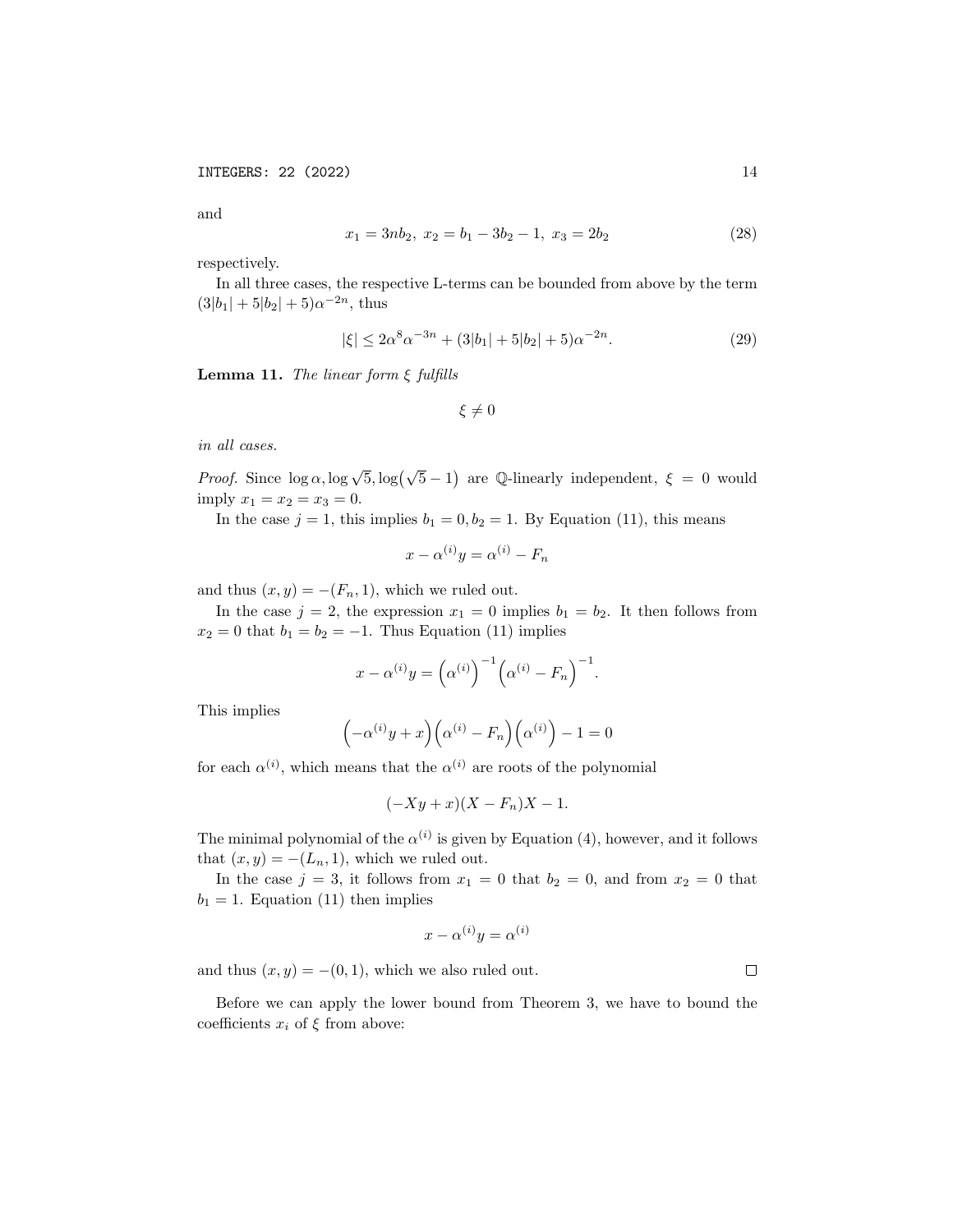and

$$x_1 = 3nb_2,\ x_2 = b_1 - 3b_2 - 1,\ x_3 = 2b_2 \tag{28}$$

respectively.

In all three cases, the respective L-terms can be bounded from above by the term $(3|b_1| + 5|b_2| + 5)\alpha^{-2n}$, thus

$$|\xi| \leq 2\alpha^8 \alpha^{-3n} + (3|b_1| + 5|b_2| + 5)\alpha^{-2n}. \tag{29}$$

**Lemma 11.** *The linear form $\xi$ fulfills*

$$\xi \neq 0$$

*in all cases.*

*Proof.* Since $\log \alpha, \log \sqrt{5}, \log\bigl(\sqrt{5} - 1\bigr)$ are $\mathbb{Q}$-linearly independent, $\xi = 0$ would imply $x_1 = x_2 = x_3 = 0$.

In the case $j = 1$, this implies $b_1 = 0, b_2 = 1$. By Equation (11), this means

$$x - \alpha^{(i)} y = \alpha^{(i)} - F_n$$

and thus $(x, y) = -(F_n, 1)$, which we ruled out.

In the case $j = 2$, the expression $x_1 = 0$ implies $b_1 = b_2$. It then follows from $x_2 = 0$ that $b_1 = b_2 = -1$. Thus Equation (11) implies

$$x - \alpha^{(i)} y = \Bigl(\alpha^{(i)}\Bigr)^{-1} \Bigl(\alpha^{(i)} - F_n\Bigr)^{-1}.$$

This implies

$$\Bigl(-\alpha^{(i)} y + x\Bigr)\Bigl(\alpha^{(i)} - F_n\Bigr)\Bigl(\alpha^{(i)}\Bigr) - 1 = 0$$

for each $\alpha^{(i)}$, which means that the $\alpha^{(i)}$ are roots of the polynomial

$$(-Xy + x)(X - F_n)X - 1.$$

The minimal polynomial of the $\alpha^{(i)}$ is given by Equation (4), however, and it follows that $(x, y) = -(L_n, 1)$, which we ruled out.

In the case $j = 3$, it follows from $x_1 = 0$ that $b_2 = 0$, and from $x_2 = 0$ that $b_1 = 1$. Equation (11) then implies

$$x - \alpha^{(i)} y = \alpha^{(i)}$$

and thus $(x, y) = -(0, 1)$, which we also ruled out. $\square$

Before we can apply the lower bound from Theorem 3, we have to bound the coefficients $x_i$ of $\xi$ from above: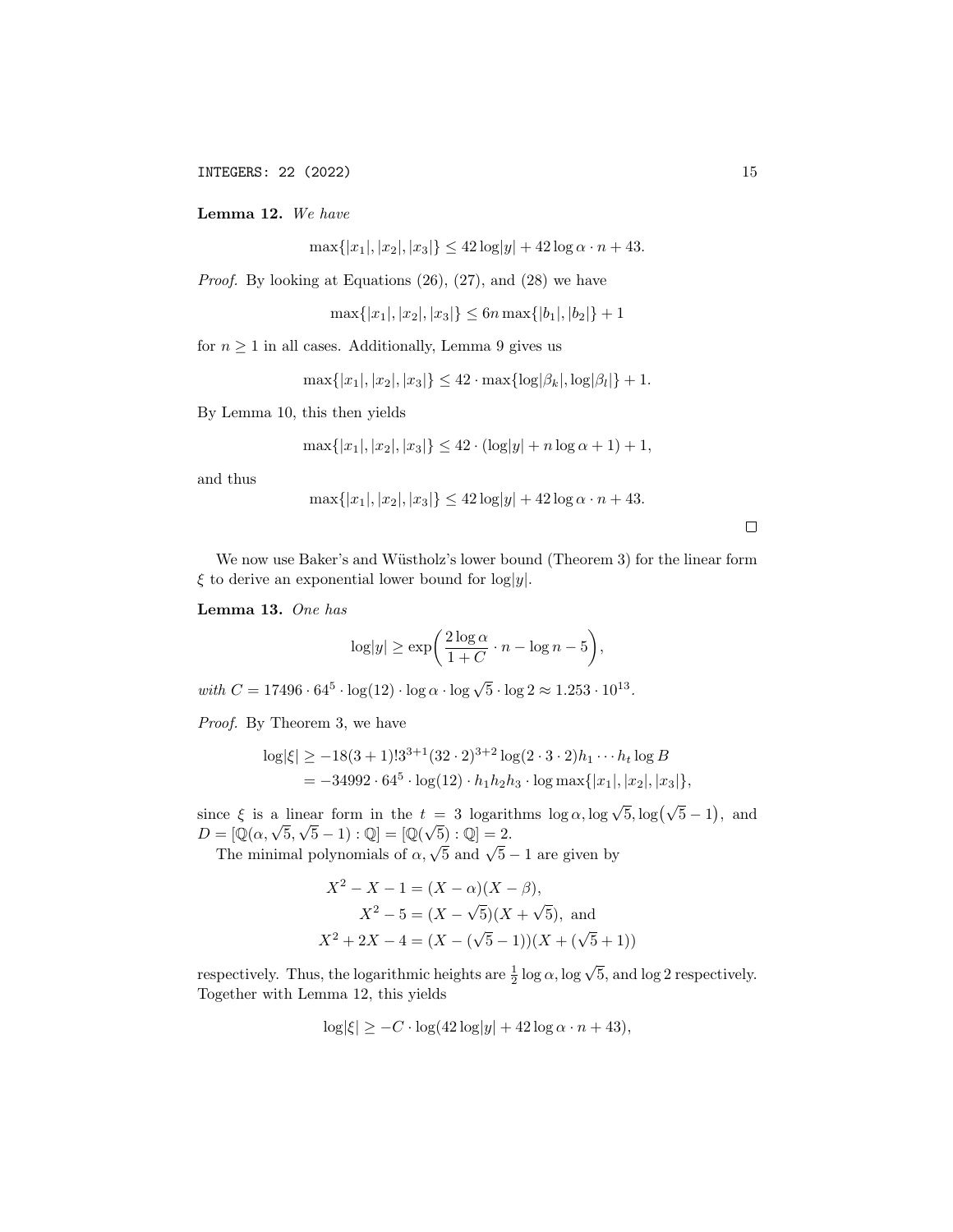**Lemma 12.** *We have*

$$\max\{|x_1|,|x_2|,|x_3|\} \leq 42\log|y| + 42\log\alpha\cdot n + 43.$$

*Proof.* By looking at Equations (26), (27), and (28) we have

$$\max\{|x_1|,|x_2|,|x_3|\} \leq 6n\max\{|b_1|,|b_2|\} + 1$$

for $n \geq 1$ in all cases. Additionally, Lemma 9 gives us

$$\max\{|x_1|,|x_2|,|x_3|\} \leq 42\cdot\max\{\log|\beta_k|,\log|\beta_l|\} + 1.$$

By Lemma 10, this then yields

$$\max\{|x_1|,|x_2|,|x_3|\} \leq 42\cdot(\log|y| + n\log\alpha + 1) + 1,$$

and thus

$$\max\{|x_1|,|x_2|,|x_3|\} \leq 42\log|y| + 42\log\alpha\cdot n + 43.$$

$\square$

We now use Baker's and Wüstholz's lower bound (Theorem 3) for the linear form $\xi$ to derive an exponential lower bound for $\log|y|$.

**Lemma 13.** *One has*

$$\log|y| \geq \exp\left(\frac{2\log\alpha}{1+C}\cdot n - \log n - 5\right),$$

*with* $C = 17496\cdot 64^5\cdot\log(12)\cdot\log\alpha\cdot\log\sqrt{5}\cdot\log 2 \approx 1.253\cdot 10^{13}$.

*Proof.* By Theorem 3, we have

$$\begin{aligned}\log|\xi| &\geq -18(3+1)!3^{3+1}(32\cdot 2)^{3+2}\log(2\cdot 3\cdot 2)h_1\cdots h_t\log B\\ &= -34992\cdot 64^5\cdot\log(12)\cdot h_1h_2h_3\cdot\log\max\{|x_1|,|x_2|,|x_3|\},\end{aligned}$$

since $\xi$ is a linear form in the $t = 3$ logarithms $\log\alpha, \log\sqrt{5}, \log(\sqrt{5}-1)$, and $D = [\mathbb{Q}(\alpha,\sqrt{5},\sqrt{5}-1):\mathbb{Q}] = [\mathbb{Q}(\sqrt{5}):\mathbb{Q}] = 2$.

The minimal polynomials of $\alpha, \sqrt{5}$ and $\sqrt{5}-1$ are given by

$$\begin{aligned}X^2 - X - 1 &= (X-\alpha)(X-\beta),\\ X^2 - 5 &= (X-\sqrt{5})(X+\sqrt{5}), \text{ and}\\ X^2 + 2X - 4 &= (X-(\sqrt{5}-1))(X+(\sqrt{5}+1))\end{aligned}$$

respectively. Thus, the logarithmic heights are $\frac{1}{2}\log\alpha, \log\sqrt{5}$, and $\log 2$ respectively. Together with Lemma 12, this yields

$$\log|\xi| \geq -C\cdot\log(42\log|y| + 42\log\alpha\cdot n + 43),$$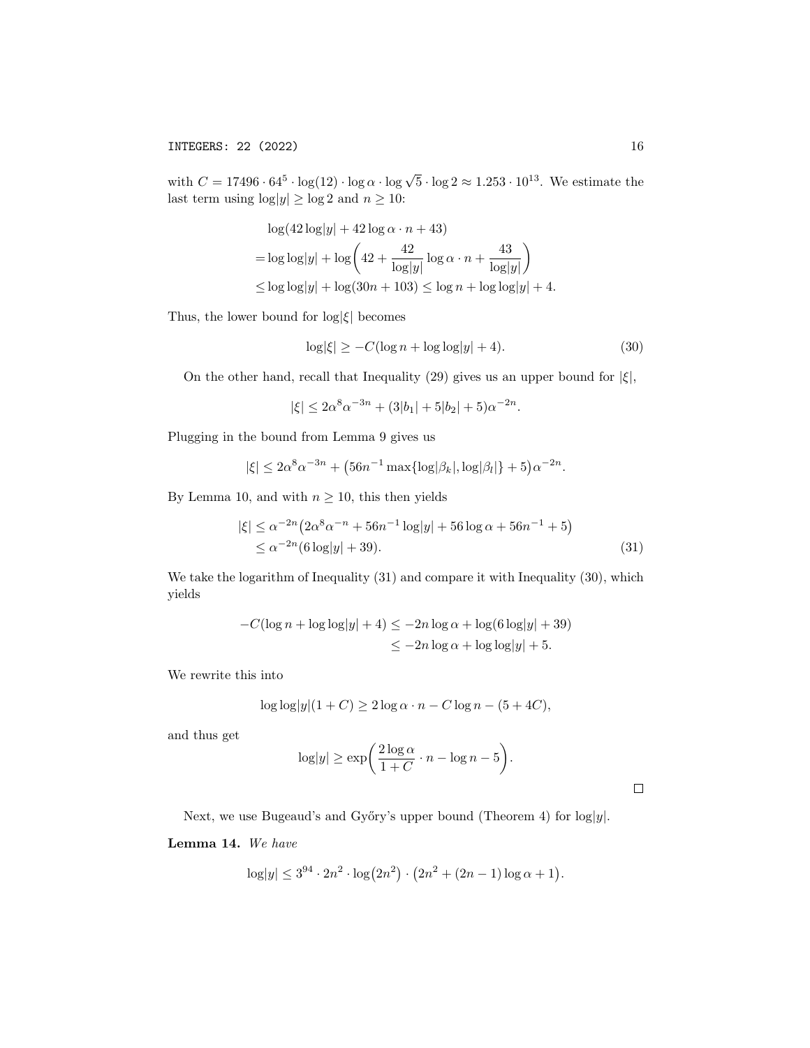with $C = 17496 \cdot 64^5 \cdot \log(12) \cdot \log \alpha \cdot \log \sqrt{5} \cdot \log 2 \approx 1.253 \cdot 10^{13}$. We estimate the last term using $\log|y| \geq \log 2$ and $n \geq 10$:

$$\begin{aligned}
&\log(42 \log|y| + 42 \log \alpha \cdot n + 43) \\
&= \log \log|y| + \log\left(42 + \frac{42}{\log|y|} \log \alpha \cdot n + \frac{43}{\log|y|}\right) \\
&\leq \log \log|y| + \log(30n + 103) \leq \log n + \log \log|y| + 4.
\end{aligned}$$

Thus, the lower bound for $\log|\xi|$ becomes

$$\log|\xi| \geq -C(\log n + \log \log|y| + 4). \tag{30}$$

On the other hand, recall that Inequality (29) gives us an upper bound for $|\xi|$,

$$|\xi| \leq 2\alpha^8 \alpha^{-3n} + (3|b_1| + 5|b_2| + 5)\alpha^{-2n}.$$

Plugging in the bound from Lemma 9 gives us

$$|\xi| \leq 2\alpha^8 \alpha^{-3n} + \big(56n^{-1} \max\{\log|\beta_k|, \log|\beta_l|\} + 5\big)\alpha^{-2n}.$$

By Lemma 10, and with $n \geq 10$, this then yields

$$\begin{aligned}
|\xi| &\leq \alpha^{-2n}\big(2\alpha^8 \alpha^{-n} + 56n^{-1} \log|y| + 56 \log \alpha + 56n^{-1} + 5\big) \\
&\leq \alpha^{-2n}(6 \log|y| + 39).
\end{aligned} \tag{31}$$

We take the logarithm of Inequality (31) and compare it with Inequality (30), which yields

$$\begin{aligned}
-C(\log n + \log \log|y| + 4) &\leq -2n \log \alpha + \log(6 \log|y| + 39) \\
&\leq -2n \log \alpha + \log \log|y| + 5.
\end{aligned}$$

We rewrite this into

$$\log \log|y|(1 + C) \geq 2 \log \alpha \cdot n - C \log n - (5 + 4C),$$

and thus get

$$\log|y| \geq \exp\left(\frac{2 \log \alpha}{1 + C} \cdot n - \log n - 5\right).$$

□

Next, we use Bugeaud's and Győry's upper bound (Theorem 4) for $\log|y|$.

**Lemma 14.** *We have*

$$\log|y| \leq 3^{94} \cdot 2n^2 \cdot \log\big(2n^2\big) \cdot \big(2n^2 + (2n - 1) \log \alpha + 1\big).$$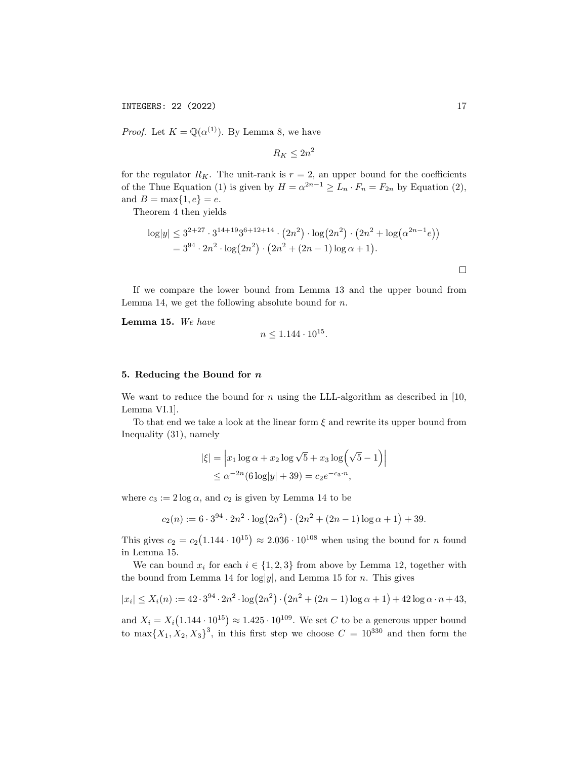*Proof.* Let $K = \mathbb{Q}(\alpha^{(1)})$. By Lemma 8, we have

$$R_K \leq 2n^2$$

for the regulator $R_K$. The unit-rank is $r = 2$, an upper bound for the coefficients of the Thue Equation (1) is given by $H = \alpha^{2n-1} \geq L_n \cdot F_n = F_{2n}$ by Equation (2), and $B = \max\{1, e\} = e$.

Theorem 4 then yields

$$\begin{aligned}
\log|y| &\leq 3^{2+27} \cdot 3^{14+19} 3^{6+12+14} \cdot \left(2n^2\right) \cdot \log\left(2n^2\right) \cdot \left(2n^2 + \log\left(\alpha^{2n-1} e\right)\right) \\
&= 3^{94} \cdot 2n^2 \cdot \log\left(2n^2\right) \cdot \left(2n^2 + (2n-1)\log\alpha + 1\right).
\end{aligned}$$

□

If we compare the lower bound from Lemma 13 and the upper bound from Lemma 14, we get the following absolute bound for $n$.

**Lemma 15.** *We have*

$$n \leq 1.144 \cdot 10^{15}.$$

## 5. Reducing the Bound for $n$

We want to reduce the bound for $n$ using the LLL-algorithm as described in [10, Lemma VI.1].

To that end we take a look at the linear form $\xi$ and rewrite its upper bound from Inequality (31), namely

$$\begin{aligned}
|\xi| &= \left| x_1 \log\alpha + x_2 \log\sqrt{5} + x_3 \log\left(\sqrt{5} - 1\right) \right| \\
&\leq \alpha^{-2n}(6\log|y| + 39) = c_2 e^{-c_3 \cdot n},
\end{aligned}$$

where $c_3 := 2\log\alpha$, and $c_2$ is given by Lemma 14 to be

$$c_2(n) := 6 \cdot 3^{94} \cdot 2n^2 \cdot \log\left(2n^2\right) \cdot \left(2n^2 + (2n-1)\log\alpha + 1\right) + 39.$$

This gives $c_2 = c_2\left(1.144 \cdot 10^{15}\right) \approx 2.036 \cdot 10^{108}$ when using the bound for $n$ found in Lemma 15.

We can bound $x_i$ for each $i \in \{1, 2, 3\}$ from above by Lemma 12, together with the bound from Lemma 14 for $\log|y|$, and Lemma 15 for $n$. This gives

$$|x_i| \leq X_i(n) := 42 \cdot 3^{94} \cdot 2n^2 \cdot \log\left(2n^2\right) \cdot \left(2n^2 + (2n-1)\log\alpha + 1\right) + 42\log\alpha \cdot n + 43,$$

and $X_i = X_i\left(1.144 \cdot 10^{15}\right) \approx 1.425 \cdot 10^{109}$. We set $C$ to be a generous upper bound to $\max\{X_1, X_2, X_3\}^3$, in this first step we choose $C = 10^{330}$ and then form the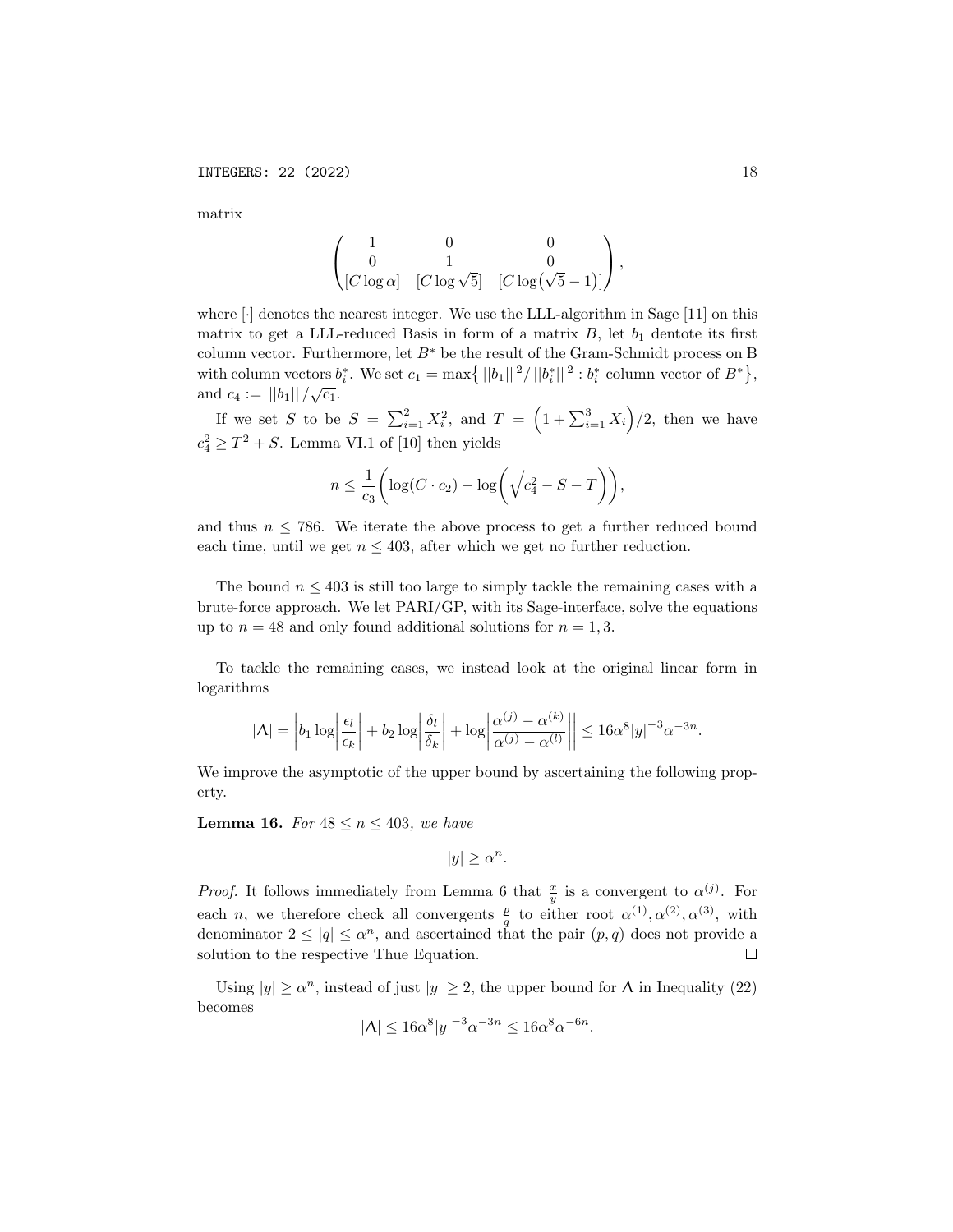matrix

$$\begin{pmatrix} 1 & 0 & 0 \\ 0 & 1 & 0 \\ [C\log\alpha] & [C\log\sqrt{5}] & [C\log(\sqrt{5}-1)] \end{pmatrix},$$

where $[\cdot]$ denotes the nearest integer. We use the LLL-algorithm in Sage [11] on this matrix to get a LLL-reduced Basis in form of a matrix $B$, let $b_1$ dentote its first column vector. Furthermore, let $B^*$ be the result of the Gram-Schmidt process on B with column vectors $b_i^*$. We set $c_1 = \max\{ ||b_1||^2 / ||b_i^*||^2 : b_i^* \text{ column vector of } B^*\}$, and $c_4 := ||b_1|| / \sqrt{c_1}$.

If we set $S$ to be $S = \sum_{i=1}^{2} X_i^2$, and $T = \left(1 + \sum_{i=1}^{3} X_i\right)/2$, then we have $c_4^2 \geq T^2 + S$. Lemma VI.1 of [10] then yields

$$n \leq \frac{1}{c_3}\left(\log(C \cdot c_2) - \log\left(\sqrt{c_4^2 - S} - T\right)\right),$$

and thus $n \leq 786$. We iterate the above process to get a further reduced bound each time, until we get $n \leq 403$, after which we get no further reduction.

The bound $n \leq 403$ is still too large to simply tackle the remaining cases with a brute-force approach. We let PARI/GP, with its Sage-interface, solve the equations up to $n = 48$ and only found additional solutions for $n = 1, 3$.

To tackle the remaining cases, we instead look at the original linear form in logarithms

$$|\Lambda| = \left| b_1 \log\left|\frac{\epsilon_l}{\epsilon_k}\right| + b_2 \log\left|\frac{\delta_l}{\delta_k}\right| + \log\left|\frac{\alpha^{(j)} - \alpha^{(k)}}{\alpha^{(j)} - \alpha^{(l)}}\right| \right| \leq 16\alpha^8 |y|^{-3} \alpha^{-3n}.$$

We improve the asymptotic of the upper bound by ascertaining the following property.

**Lemma 16.** *For $48 \leq n \leq 403$, we have*

$$|y| \geq \alpha^n.$$

*Proof.* It follows immediately from Lemma 6 that $\frac{x}{y}$ is a convergent to $\alpha^{(j)}$. For each $n$, we therefore check all convergents $\frac{p}{q}$ to either root $\alpha^{(1)}, \alpha^{(2)}, \alpha^{(3)}$, with denominator $2 \leq |q| \leq \alpha^n$, and ascertained that the pair $(p, q)$ does not provide a solution to the respective Thue Equation. $\square$

Using $|y| \geq \alpha^n$, instead of just $|y| \geq 2$, the upper bound for $\Lambda$ in Inequality (22) becomes

$$|\Lambda| \leq 16\alpha^8 |y|^{-3} \alpha^{-3n} \leq 16\alpha^8 \alpha^{-6n}.$$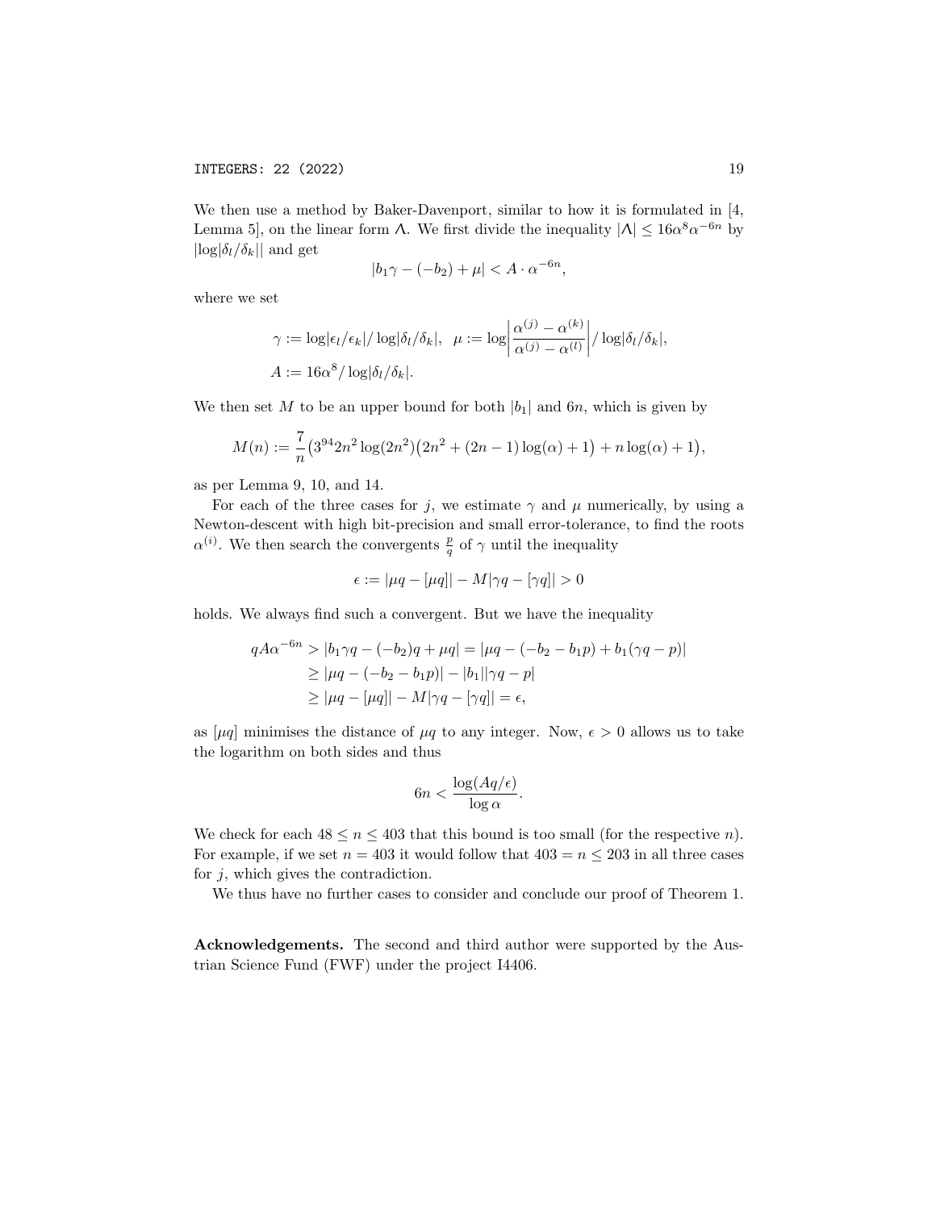We then use a method by Baker-Davenport, similar to how it is formulated in [4, Lemma 5], on the linear form $\Lambda$. We first divide the inequality $|\Lambda| \leq 16\alpha^8\alpha^{-6n}$ by $|\log|\delta_l/\delta_k||$ and get

$$|b_1\gamma - (-b_2) + \mu| < A \cdot \alpha^{-6n},$$

where we set

$$\gamma := \log|\epsilon_l/\epsilon_k|/\log|\delta_l/\delta_k|, \quad \mu := \log\left|\frac{\alpha^{(j)} - \alpha^{(k)}}{\alpha^{(j)} - \alpha^{(l)}}\right|/\log|\delta_l/\delta_k|,$$
$$A := 16\alpha^8/\log|\delta_l/\delta_k|.$$

We then set $M$ to be an upper bound for both $|b_1|$ and $6n$, which is given by

$$M(n) := \frac{7}{n}\big(3^{94}2n^2\log(2n^2)\big(2n^2 + (2n-1)\log(\alpha) + 1\big) + n\log(\alpha) + 1\big),$$

as per Lemma 9, 10, and 14.

For each of the three cases for $j$, we estimate $\gamma$ and $\mu$ numerically, by using a Newton-descent with high bit-precision and small error-tolerance, to find the roots $\alpha^{(i)}$. We then search the convergents $\frac{p}{q}$ of $\gamma$ until the inequality

$$\epsilon := |\mu q - [\mu q]| - M|\gamma q - [\gamma q]| > 0$$

holds. We always find such a convergent. But we have the inequality

$$\begin{aligned}
qA\alpha^{-6n} &> |b_1\gamma q - (-b_2)q + \mu q| = |\mu q - (-b_2 - b_1 p) + b_1(\gamma q - p)| \\
&\geq |\mu q - (-b_2 - b_1 p)| - |b_1||\gamma q - p| \\
&\geq |\mu q - [\mu q]| - M|\gamma q - [\gamma q]| = \epsilon,
\end{aligned}$$

as $[\mu q]$ minimises the distance of $\mu q$ to any integer. Now, $\epsilon > 0$ allows us to take the logarithm on both sides and thus

$$6n < \frac{\log(Aq/\epsilon)}{\log \alpha}.$$

We check for each $48 \leq n \leq 403$ that this bound is too small (for the respective $n$). For example, if we set $n = 403$ it would follow that $403 = n \leq 203$ in all three cases for $j$, which gives the contradiction.

We thus have no further cases to consider and conclude our proof of Theorem 1.

**Acknowledgements.** The second and third author were supported by the Austrian Science Fund (FWF) under the project I4406.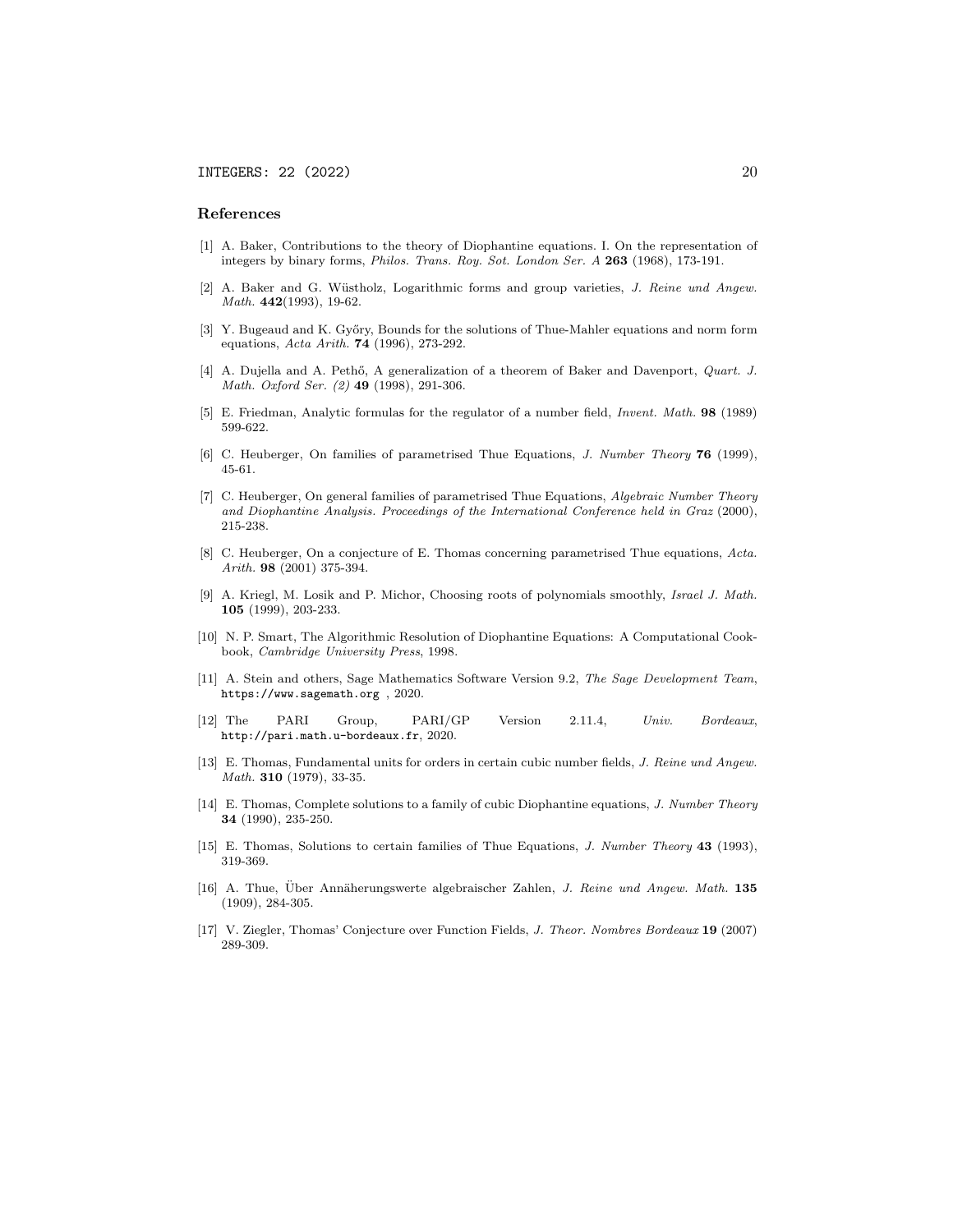## References

[1] A. Baker, Contributions to the theory of Diophantine equations. I. On the representation of integers by binary forms, *Philos. Trans. Roy. Sot. London Ser. A* **263** (1968), 173-191.

[2] A. Baker and G. Wüstholz, Logarithmic forms and group varieties, *J. Reine und Angew. Math.* **442**(1993), 19-62.

[3] Y. Bugeaud and K. Győry, Bounds for the solutions of Thue-Mahler equations and norm form equations, *Acta Arith.* **74** (1996), 273-292.

[4] A. Dujella and A. Pethő, A generalization of a theorem of Baker and Davenport, *Quart. J. Math. Oxford Ser. (2)* **49** (1998), 291-306.

[5] E. Friedman, Analytic formulas for the regulator of a number field, *Invent. Math.* **98** (1989) 599-622.

[6] C. Heuberger, On families of parametrised Thue Equations, *J. Number Theory* **76** (1999), 45-61.

[7] C. Heuberger, On general families of parametrised Thue Equations, *Algebraic Number Theory and Diophantine Analysis. Proceedings of the International Conference held in Graz* (2000), 215-238.

[8] C. Heuberger, On a conjecture of E. Thomas concerning parametrised Thue equations, *Acta. Arith.* **98** (2001) 375-394.

[9] A. Kriegl, M. Losik and P. Michor, Choosing roots of polynomials smoothly, *Israel J. Math.* **105** (1999), 203-233.

[10] N. P. Smart, The Algorithmic Resolution of Diophantine Equations: A Computational Cookbook, *Cambridge University Press*, 1998.

[11] A. Stein and others, Sage Mathematics Software Version 9.2, *The Sage Development Team*, `https://www.sagemath.org` , 2020.

[12] The PARI Group, PARI/GP Version 2.11.4, *Univ. Bordeaux*, `http://pari.math.u-bordeaux.fr`, 2020.

[13] E. Thomas, Fundamental units for orders in certain cubic number fields, *J. Reine und Angew. Math.* **310** (1979), 33-35.

[14] E. Thomas, Complete solutions to a family of cubic Diophantine equations, *J. Number Theory* **34** (1990), 235-250.

[15] E. Thomas, Solutions to certain families of Thue Equations, *J. Number Theory* **43** (1993), 319-369.

[16] A. Thue, Über Annäherungswerte algebraischer Zahlen, *J. Reine und Angew. Math.* **135** (1909), 284-305.

[17] V. Ziegler, Thomas' Conjecture over Function Fields, *J. Theor. Nombres Bordeaux* **19** (2007) 289-309.